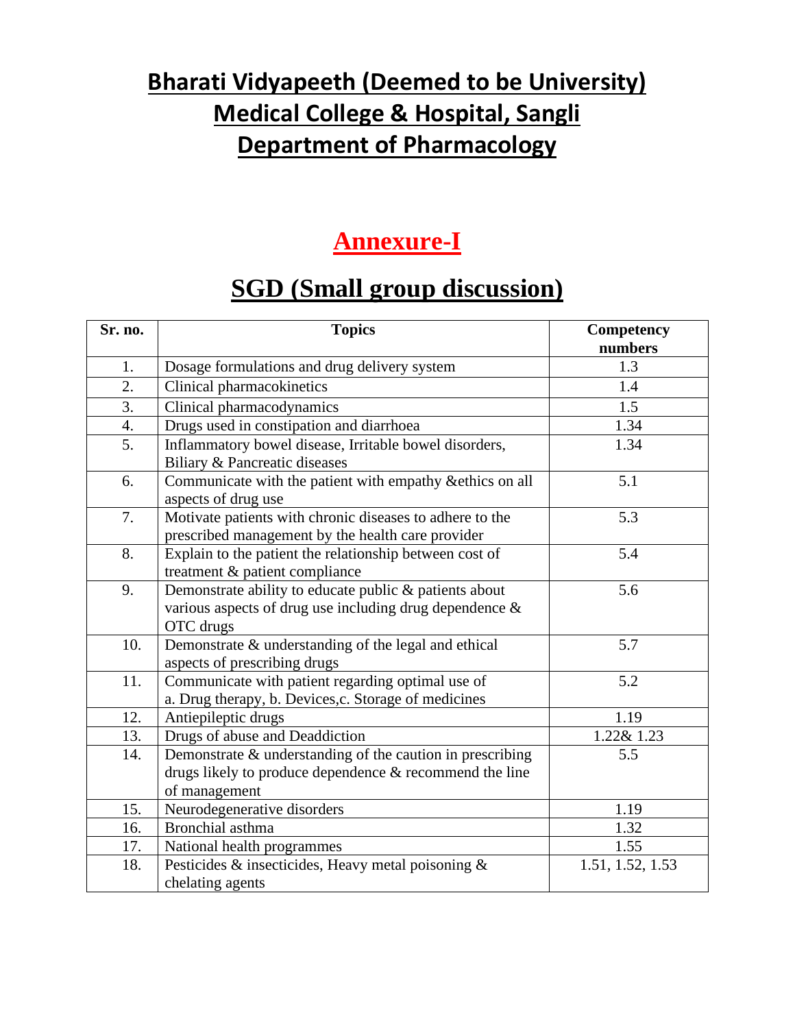# Bharati Vidyapeeth (Deemed to be University)
# Medical College & Hospital, Sangli
# Department of Pharmacology

## Annexure-I

## SGD (Small group discussion)

| Sr. no. | Topics | Competency numbers |
|---|---|---|
| 1. | Dosage formulations and drug delivery system | 1.3 |
| 2. | Clinical pharmacokinetics | 1.4 |
| 3. | Clinical pharmacodynamics | 1.5 |
| 4. | Drugs used in constipation and diarrhoea | 1.34 |
| 5. | Inflammatory bowel disease, Irritable bowel disorders, Biliary & Pancreatic diseases | 1.34 |
| 6. | Communicate with the patient with empathy &ethics on all aspects of drug use | 5.1 |
| 7. | Motivate patients with chronic diseases to adhere to the prescribed management by the health care provider | 5.3 |
| 8. | Explain to the patient the relationship between cost of treatment & patient compliance | 5.4 |
| 9. | Demonstrate ability to educate public & patients about various aspects of drug use including drug dependence & OTC drugs | 5.6 |
| 10. | Demonstrate & understanding of the legal and ethical aspects of prescribing drugs | 5.7 |
| 11. | Communicate with patient regarding optimal use of a. Drug therapy, b. Devices,c. Storage of medicines | 5.2 |
| 12. | Antiepileptic drugs | 1.19 |
| 13. | Drugs of abuse and Deaddiction | 1.22& 1.23 |
| 14. | Demonstrate & understanding of the caution in prescribing drugs likely to produce dependence & recommend the line of management | 5.5 |
| 15. | Neurodegenerative disorders | 1.19 |
| 16. | Bronchial asthma | 1.32 |
| 17. | National health programmes | 1.55 |
| 18. | Pesticides & insecticides, Heavy metal poisoning & chelating agents | 1.51, 1.52, 1.53 |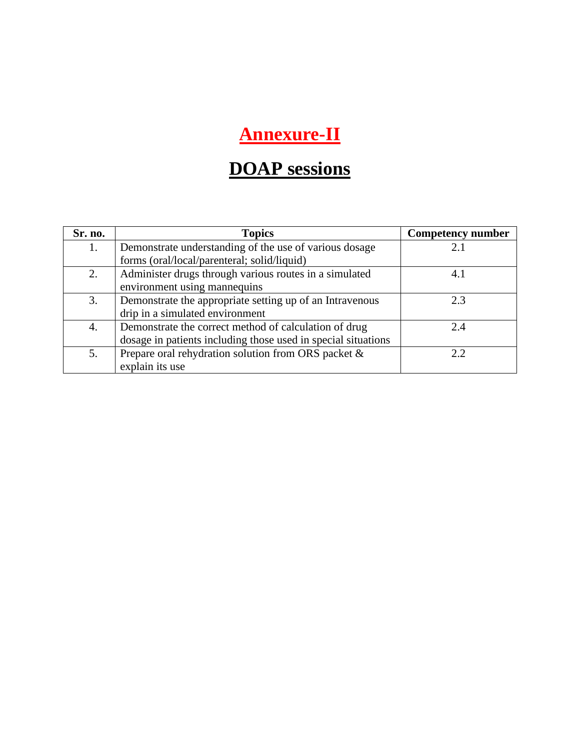# Annexure-II

# DOAP sessions

| Sr. no. | Topics | Competency number |
|---|---|---|
| 1. | Demonstrate understanding of the use of various dosage forms (oral/local/parenteral; solid/liquid) | 2.1 |
| 2. | Administer drugs through various routes in a simulated environment using mannequins | 4.1 |
| 3. | Demonstrate the appropriate setting up of an Intravenous drip in a simulated environment | 2.3 |
| 4. | Demonstrate the correct method of calculation of drug dosage in patients including those used in special situations | 2.4 |
| 5. | Prepare oral rehydration solution from ORS packet & explain its use | 2.2 |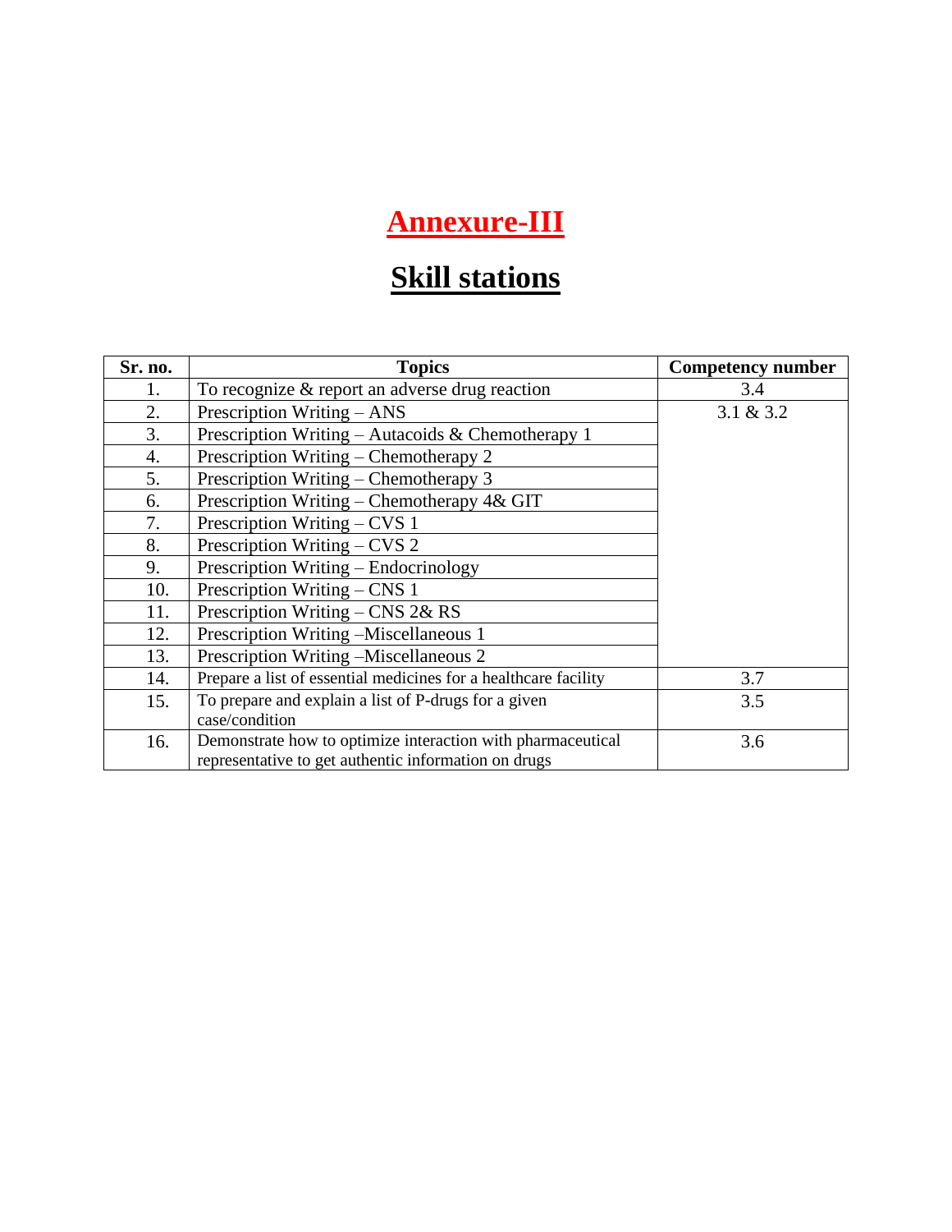# Annexure-III

## Skill stations

| Sr. no. | Topics | Competency number |
|---|---|---|
| 1. | To recognize & report an adverse drug reaction | 3.4 |
| 2. | Prescription Writing – ANS | 3.1 & 3.2 |
| 3. | Prescription Writing – Autacoids & Chemotherapy 1 | |
| 4. | Prescription Writing – Chemotherapy 2 | |
| 5. | Prescription Writing – Chemotherapy 3 | |
| 6. | Prescription Writing – Chemotherapy 4& GIT | |
| 7. | Prescription Writing – CVS 1 | |
| 8. | Prescription Writing – CVS 2 | |
| 9. | Prescription Writing – Endocrinology | |
| 10. | Prescription Writing – CNS 1 | |
| 11. | Prescription Writing – CNS 2& RS | |
| 12. | Prescription Writing –Miscellaneous 1 | |
| 13. | Prescription Writing –Miscellaneous 2 | |
| 14. | Prepare a list of essential medicines for a healthcare facility | 3.7 |
| 15. | To prepare and explain a list of P-drugs for a given case/condition | 3.5 |
| 16. | Demonstrate how to optimize interaction with pharmaceutical representative to get authentic information on drugs | 3.6 |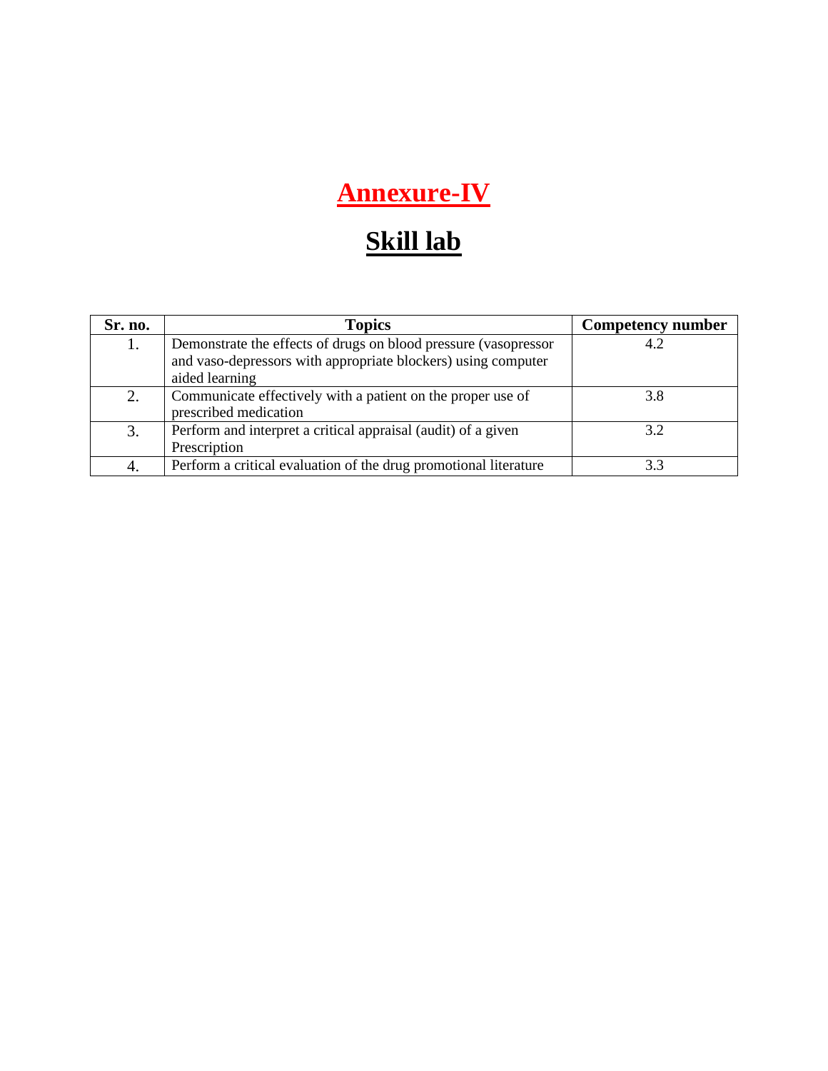# Annexure-IV

# Skill lab

| Sr. no. | Topics | Competency number |
| --- | --- | --- |
| 1. | Demonstrate the effects of drugs on blood pressure (vasopressor and vaso-depressors with appropriate blockers) using computer aided learning | 4.2 |
| 2. | Communicate effectively with a patient on the proper use of prescribed medication | 3.8 |
| 3. | Perform and interpret a critical appraisal (audit) of a given Prescription | 3.2 |
| 4. | Perform a critical evaluation of the drug promotional literature | 3.3 |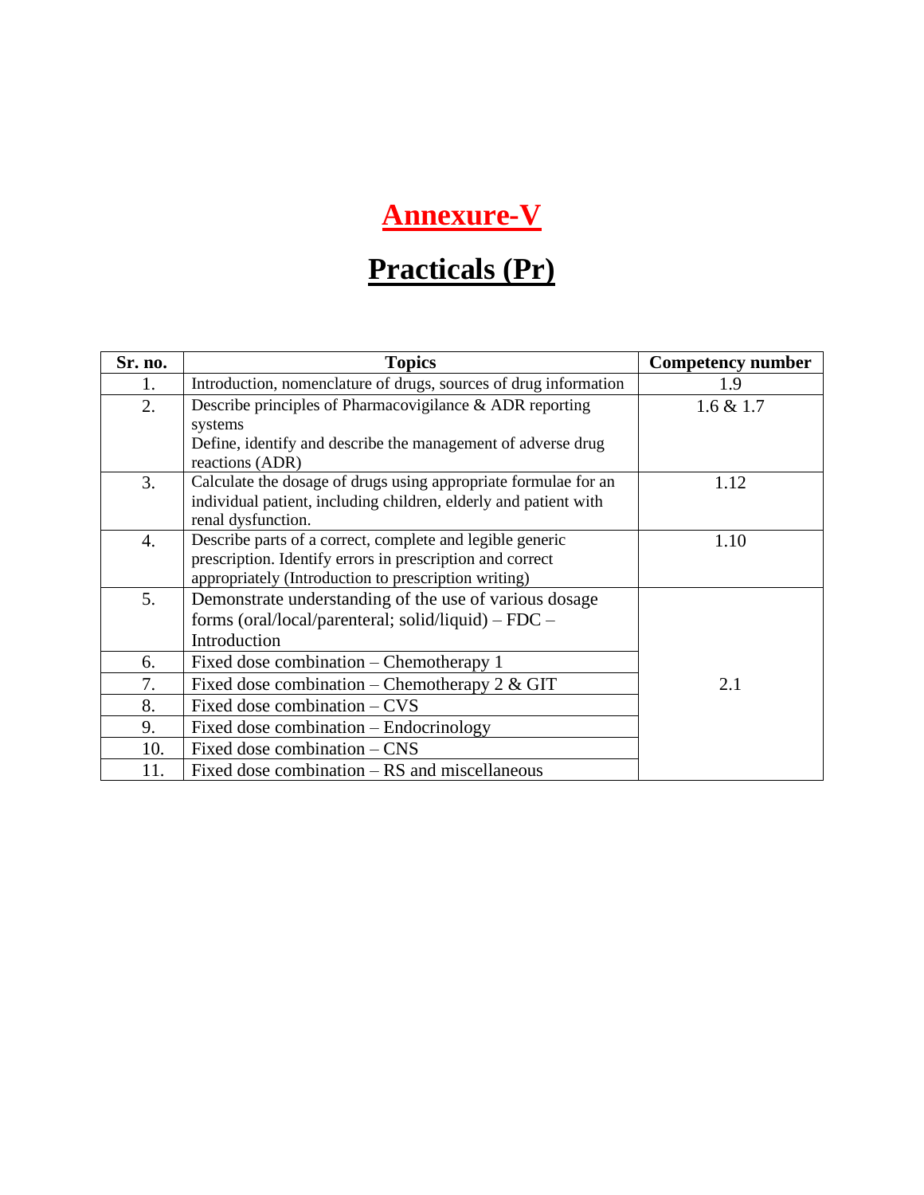# Annexure-V

# Practicals (Pr)

| Sr. no. | Topics | Competency number |
|---|---|---|
| 1. | Introduction, nomenclature of drugs, sources of drug information | 1.9 |
| 2. | Describe principles of Pharmacovigilance & ADR reporting systems<br>Define, identify and describe the management of adverse drug reactions (ADR) | 1.6 & 1.7 |
| 3. | Calculate the dosage of drugs using appropriate formulae for an individual patient, including children, elderly and patient with renal dysfunction. | 1.12 |
| 4. | Describe parts of a correct, complete and legible generic prescription. Identify errors in prescription and correct appropriately (Introduction to prescription writing) | 1.10 |
| 5. | Demonstrate understanding of the use of various dosage forms (oral/local/parenteral; solid/liquid) – FDC – Introduction | 2.1 |
| 6. | Fixed dose combination – Chemotherapy 1 | |
| 7. | Fixed dose combination – Chemotherapy 2 & GIT | |
| 8. | Fixed dose combination – CVS | |
| 9. | Fixed dose combination – Endocrinology | |
| 10. | Fixed dose combination – CNS | |
| 11. | Fixed dose combination – RS and miscellaneous | |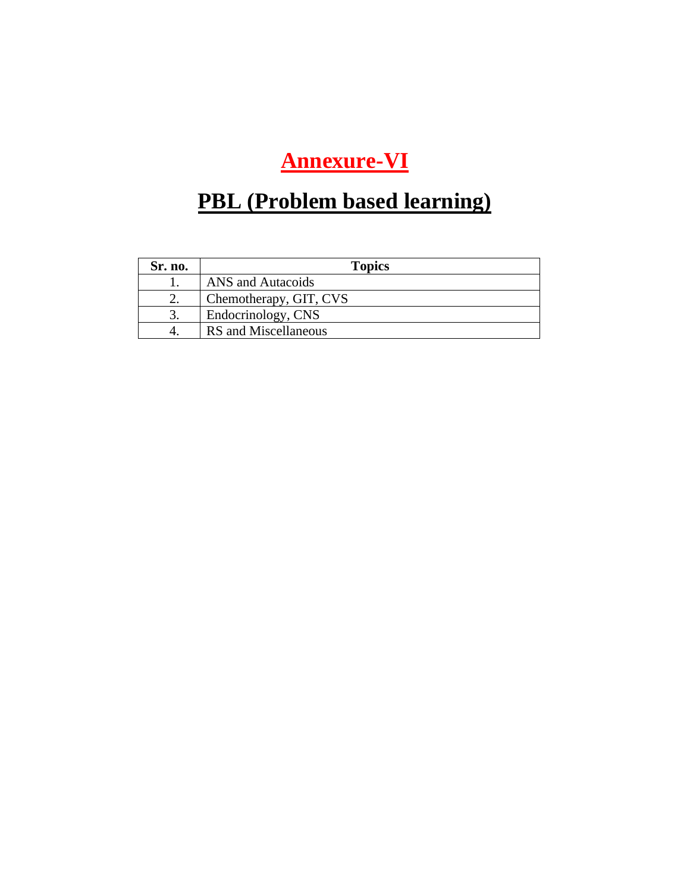# Annexure-VI

# PBL (Problem based learning)

| Sr. no. | Topics |
|---|---|
| 1. | ANS and Autacoids |
| 2. | Chemotherapy, GIT, CVS |
| 3. | Endocrinology, CNS |
| 4. | RS and Miscellaneous |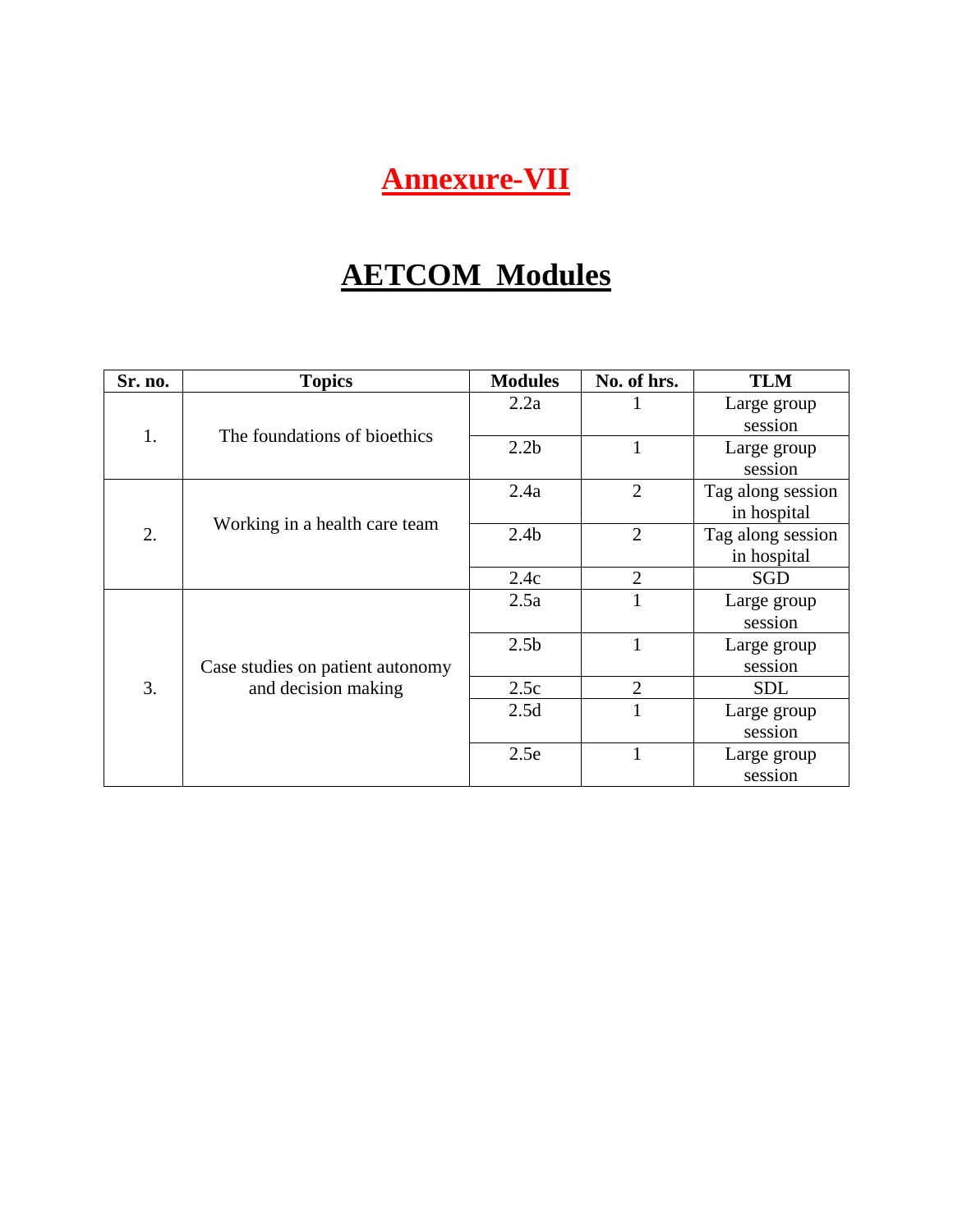# Annexure-VII

# AETCOM Modules

| Sr. no. | Topics | Modules | No. of hrs. | TLM |
|---|---|---|---|---|
| 1. | The foundations of bioethics | 2.2a | 1 | Large group session |
| | | 2.2b | 1 | Large group session |
| 2. | Working in a health care team | 2.4a | 2 | Tag along session in hospital |
| | | 2.4b | 2 | Tag along session in hospital |
| | | 2.4c | 2 | SGD |
| 3. | Case studies on patient autonomy and decision making | 2.5a | 1 | Large group session |
| | | 2.5b | 1 | Large group session |
| | | 2.5c | 2 | SDL |
| | | 2.5d | 1 | Large group session |
| | | 2.5e | 1 | Large group session |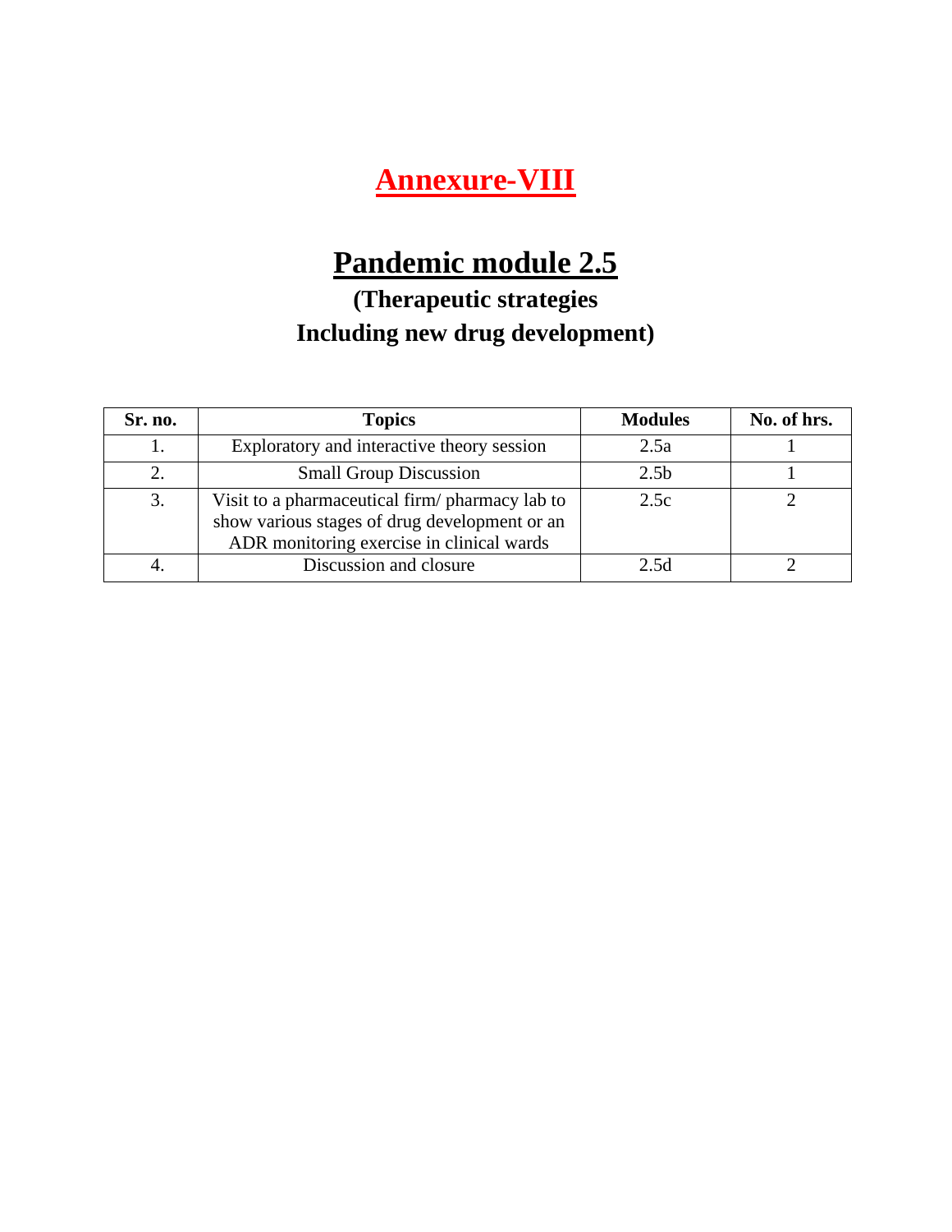# Annexure-VIII

## Pandemic module 2.5

### (Therapeutic strategies Including new drug development)

| Sr. no. | Topics | Modules | No. of hrs. |
|---|---|---|---|
| 1. | Exploratory and interactive theory session | 2.5a | 1 |
| 2. | Small Group Discussion | 2.5b | 1 |
| 3. | Visit to a pharmaceutical firm/ pharmacy lab to show various stages of drug development or an ADR monitoring exercise in clinical wards | 2.5c | 2 |
| 4. | Discussion and closure | 2.5d | 2 |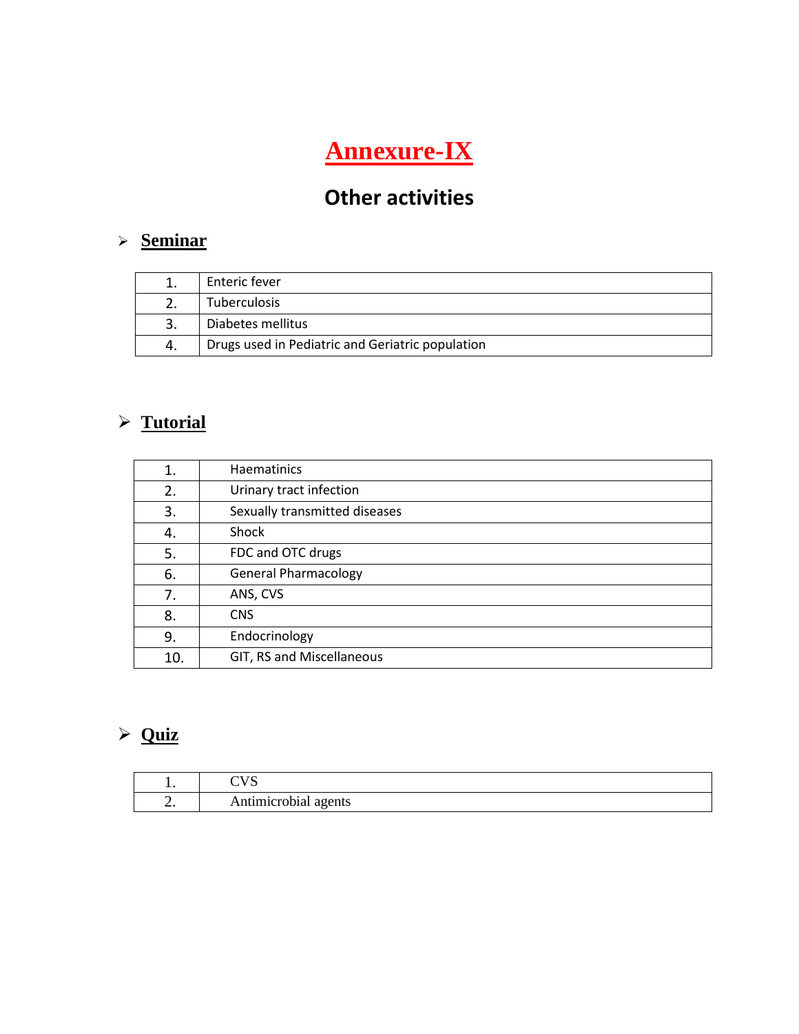# Annexure-IX

## Other activities

- **Seminar**

| | |
|---|---|
| 1. | Enteric fever |
| 2. | Tuberculosis |
| 3. | Diabetes mellitus |
| 4. | Drugs used in Pediatric and Geriatric population |

- **Tutorial**

| | |
|---|---|
| 1. | Haematinics |
| 2. | Urinary tract infection |
| 3. | Sexually transmitted diseases |
| 4. | Shock |
| 5. | FDC and OTC drugs |
| 6. | General Pharmacology |
| 7. | ANS, CVS |
| 8. | CNS |
| 9. | Endocrinology |
| 10. | GIT, RS and Miscellaneous |

- **Quiz**

| | |
|---|---|
| 1. | CVS |
| 2. | Antimicrobial agents |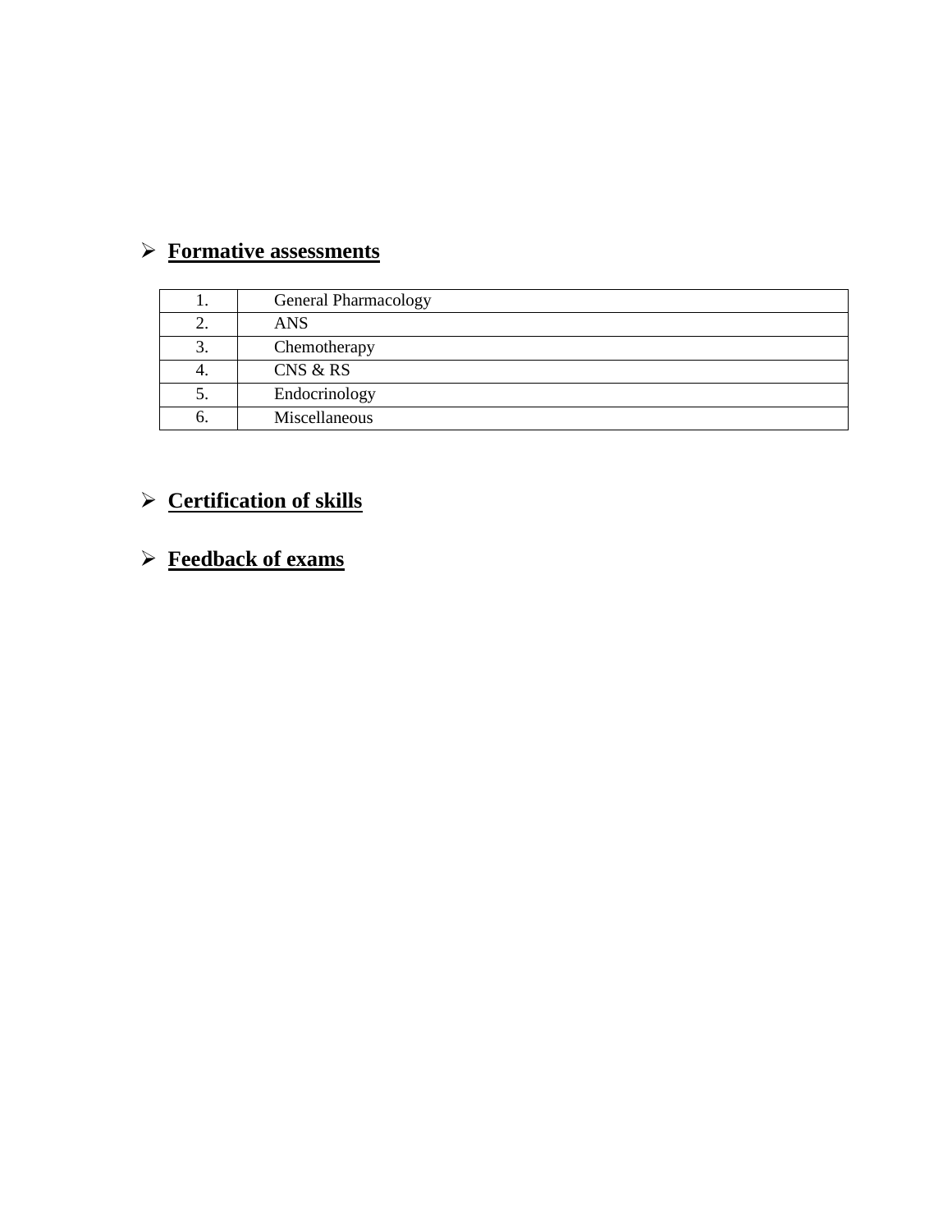- **Formative assessments**

| | |
|---|---|
| 1. | General Pharmacology |
| 2. | ANS |
| 3. | Chemotherapy |
| 4. | CNS & RS |
| 5. | Endocrinology |
| 6. | Miscellaneous |

- **Certification of skills**

- **Feedback of exams**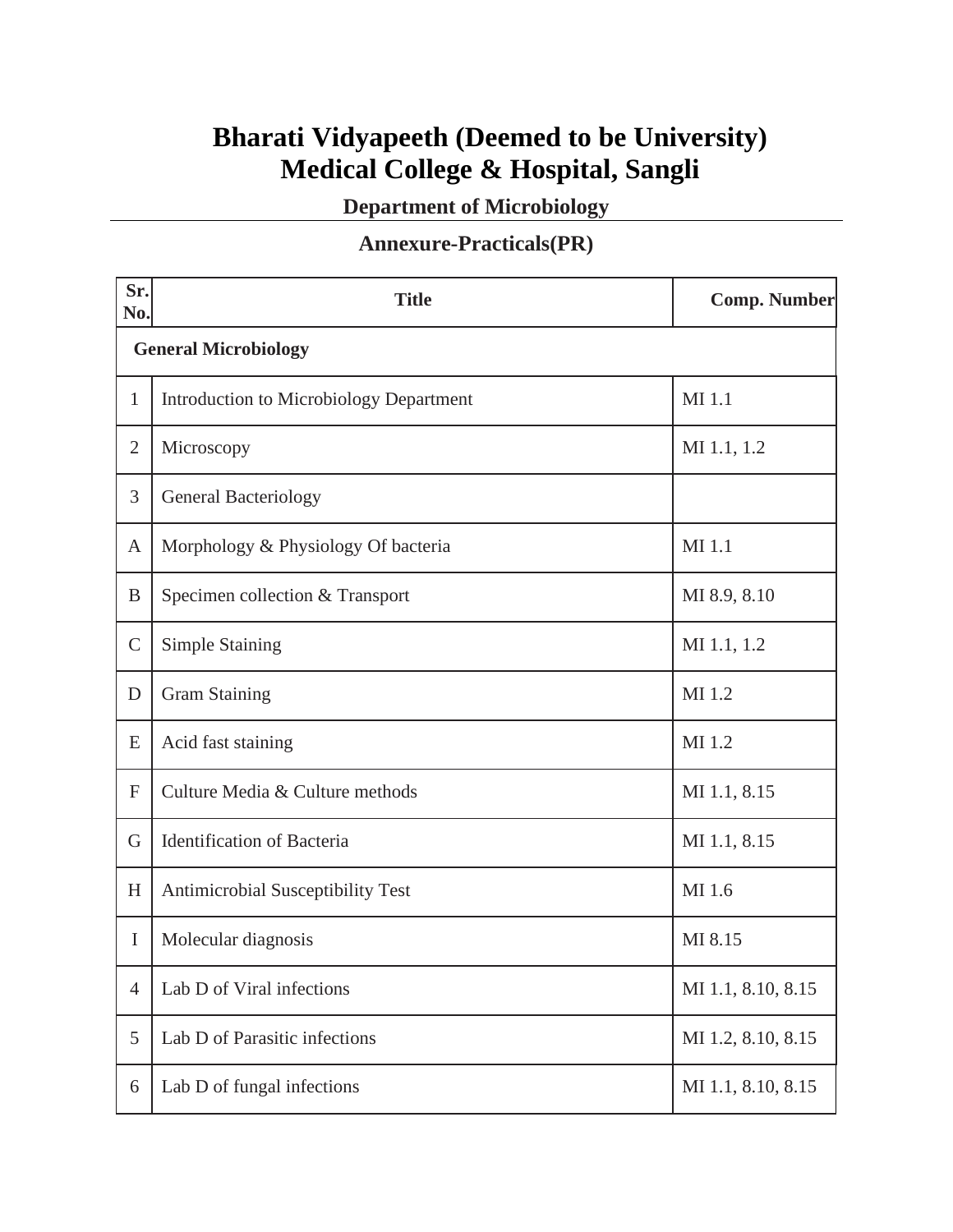# Bharati Vidyapeeth (Deemed to be University)
# Medical College & Hospital, Sangli

## Department of Microbiology

## Annexure-Practicals(PR)

| Sr. No. | Title | Comp. Number |
|---|---|---|
| **General Microbiology** | | |
| 1 | Introduction to Microbiology Department | MI 1.1 |
| 2 | Microscopy | MI 1.1, 1.2 |
| 3 | General Bacteriology | |
| A | Morphology & Physiology Of bacteria | MI 1.1 |
| B | Specimen collection & Transport | MI 8.9, 8.10 |
| C | Simple Staining | MI 1.1, 1.2 |
| D | Gram Staining | MI 1.2 |
| E | Acid fast staining | MI 1.2 |
| F | Culture Media & Culture methods | MI 1.1, 8.15 |
| G | Identification of Bacteria | MI 1.1, 8.15 |
| H | Antimicrobial Susceptibility Test | MI 1.6 |
| I | Molecular diagnosis | MI 8.15 |
| 4 | Lab D of Viral infections | MI 1.1, 8.10, 8.15 |
| 5 | Lab D of Parasitic infections | MI 1.2, 8.10, 8.15 |
| 6 | Lab D of fungal infections | MI 1.1, 8.10, 8.15 |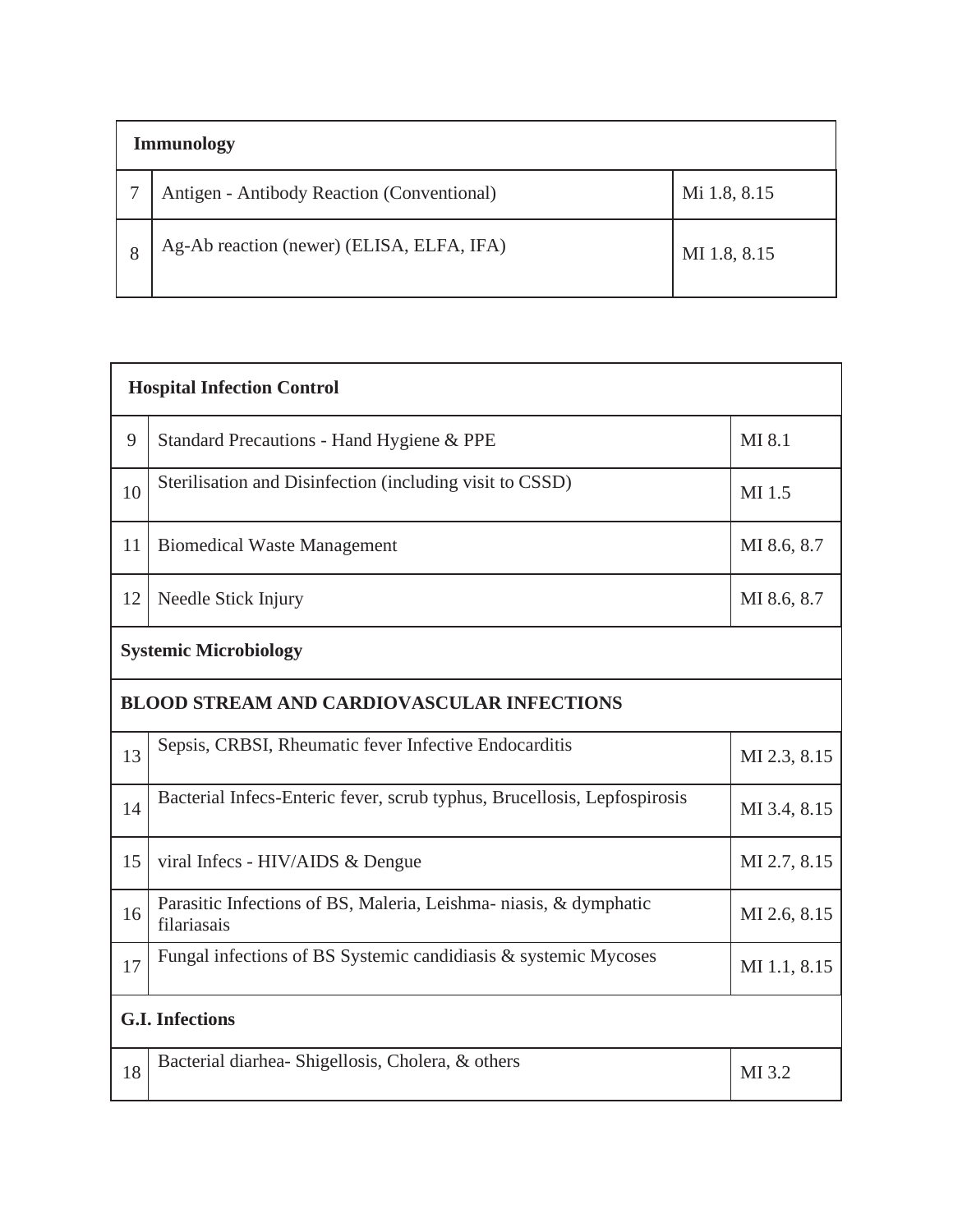| Immunology | | |
|---|---|---|
| 7 | Antigen - Antibody Reaction (Conventional) | Mi 1.8, 8.15 |
| 8 | Ag-Ab reaction (newer) (ELISA, ELFA, IFA) | MI 1.8, 8.15 |

| Hospital Infection Control | | |
|---|---|---|
| 9 | Standard Precautions - Hand Hygiene & PPE | MI 8.1 |
| 10 | Sterilisation and Disinfection (including visit to CSSD) | MI 1.5 |
| 11 | Biomedical Waste Management | MI 8.6, 8.7 |
| 12 | Needle Stick Injury | MI 8.6, 8.7 |
| **Systemic Microbiology** | | |
| **BLOOD STREAM AND CARDIOVASCULAR INFECTIONS** | | |
| 13 | Sepsis, CRBSI, Rheumatic fever Infective Endocarditis | MI 2.3, 8.15 |
| 14 | Bacterial Infecs-Enteric fever, scrub typhus, Brucellosis, Lepfospirosis | MI 3.4, 8.15 |
| 15 | viral Infecs - HIV/AIDS & Dengue | MI 2.7, 8.15 |
| 16 | Parasitic Infections of BS, Maleria, Leishma- niasis, & dymphatic filariasais | MI 2.6, 8.15 |
| 17 | Fungal infections of BS Systemic candidiasis & systemic Mycoses | MI 1.1, 8.15 |
| **G.I. Infections** | | |
| 18 | Bacterial diarhea- Shigellosis, Cholera, & others | MI 3.2 |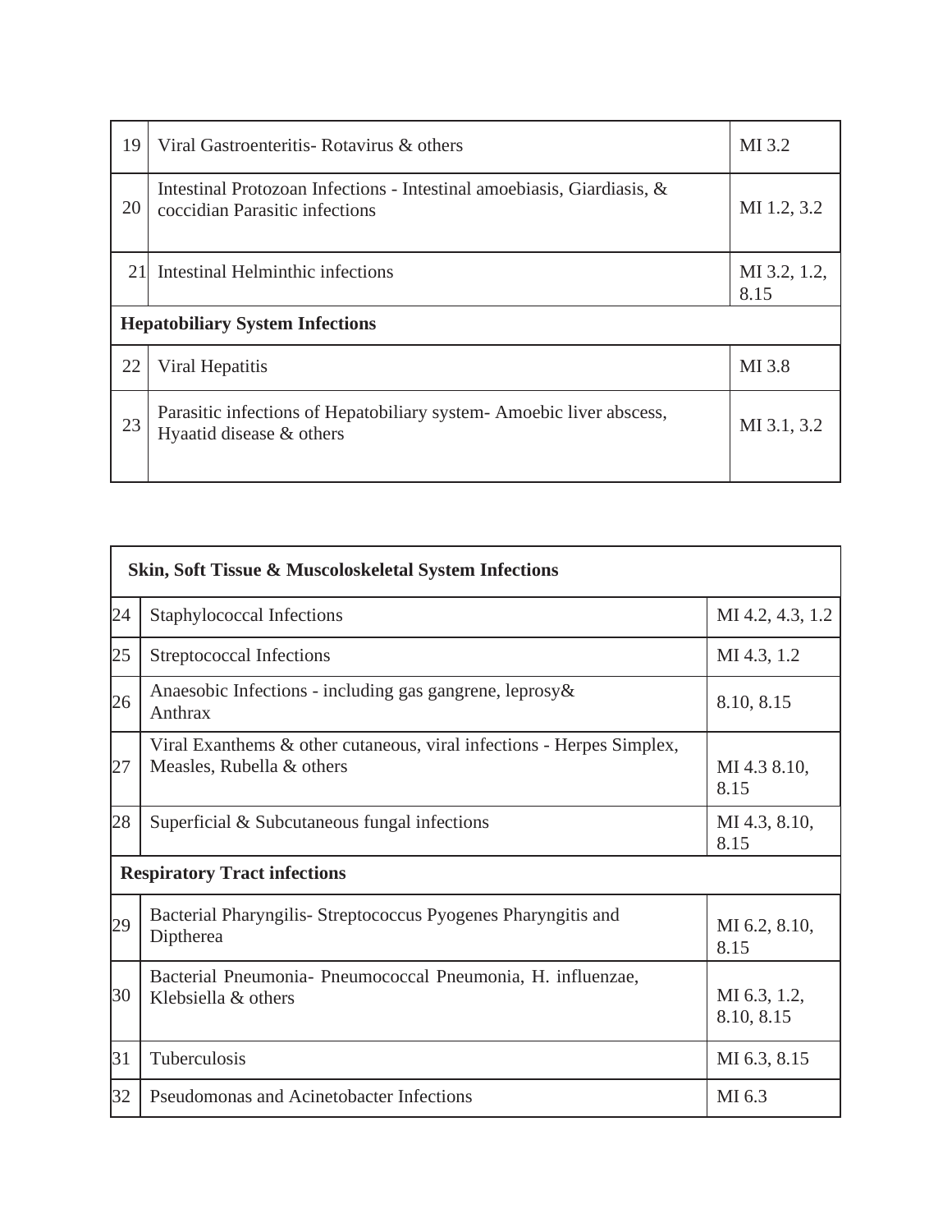| | | |
|---|---|---|
| 19 | Viral Gastroenteritis- Rotavirus & others | MI 3.2 |
| 20 | Intestinal Protozoan Infections - Intestinal amoebiasis, Giardiasis, & coccidian Parasitic infections | MI 1.2, 3.2 |
| 21 | Intestinal Helminthic infections | MI 3.2, 1.2, 8.15 |
| **Hepatobiliary System Infections** | | |
| 22 | Viral Hepatitis | MI 3.8 |
| 23 | Parasitic infections of Hepatobiliary system- Amoebic liver abscess, Hyaatid disease & others | MI 3.1, 3.2 |

| **Skin, Soft Tissue & Muscoloskeletal System Infections** | | |
|---|---|---|
| 24 | Staphylococcal Infections | MI 4.2, 4.3, 1.2 |
| 25 | Streptococcal Infections | MI 4.3, 1.2 |
| 26 | Anaesobic Infections - including gas gangrene, leprosy& Anthrax | 8.10, 8.15 |
| 27 | Viral Exanthems & other cutaneous, viral infections - Herpes Simplex, Measles, Rubella & others | MI 4.3 8.10, 8.15 |
| 28 | Superficial & Subcutaneous fungal infections | MI 4.3, 8.10, 8.15 |
| **Respiratory Tract infections** | | |
| 29 | Bacterial Pharyngilis- Streptococcus Pyogenes Pharyngitis and Diptherea | MI 6.2, 8.10, 8.15 |
| 30 | Bacterial Pneumonia- Pneumococcal Pneumonia, H. influenzae, Klebsiella & others | MI 6.3, 1.2, 8.10, 8.15 |
| 31 | Tuberculosis | MI 6.3, 8.15 |
| 32 | Pseudomonas and Acinetobacter Infections | MI 6.3 |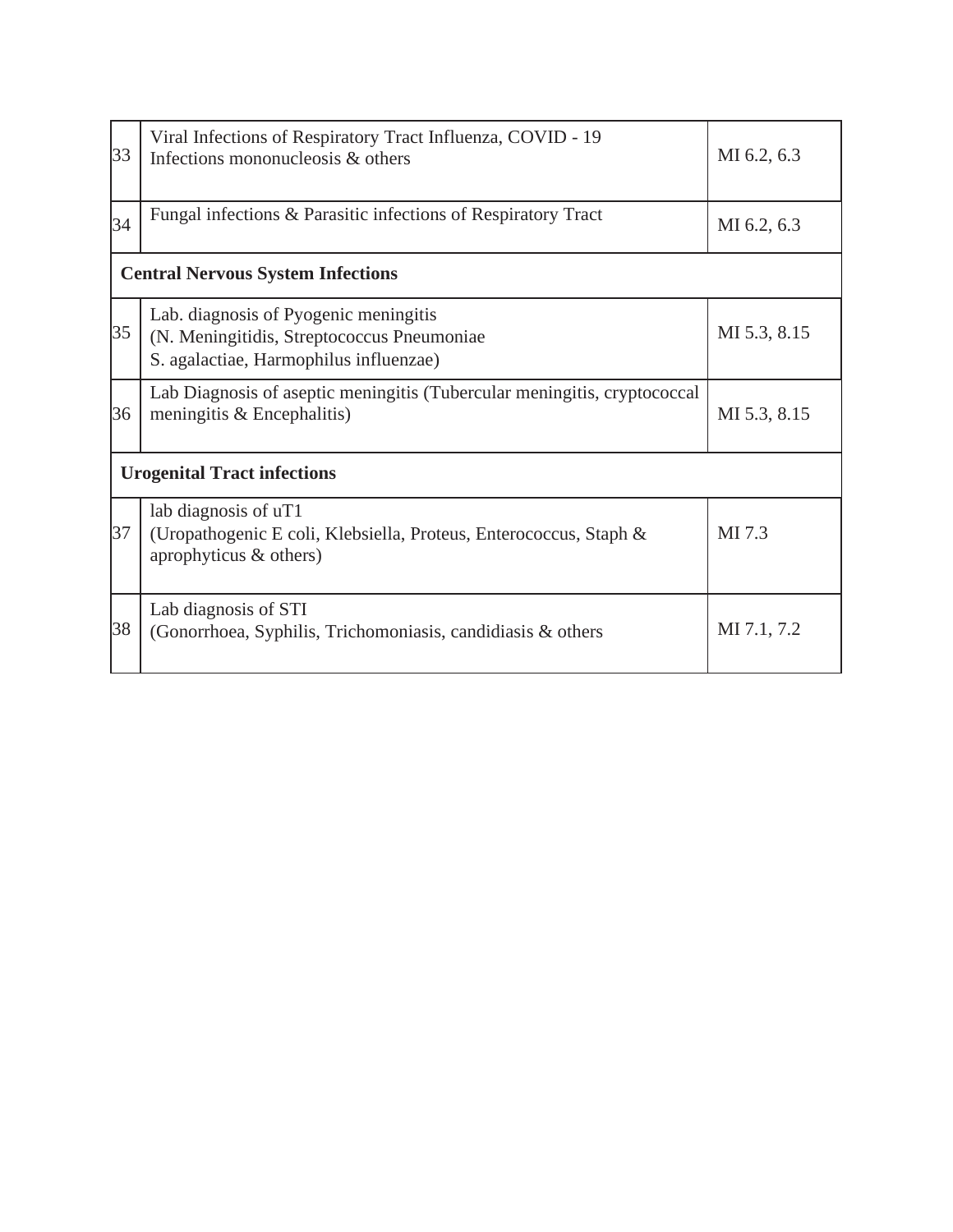| 33 | Viral Infections of Respiratory Tract Influenza, COVID - 19 Infections mononucleosis & others | MI 6.2, 6.3 |
|---|---|---|
| 34 | Fungal infections & Parasitic infections of Respiratory Tract | MI 6.2, 6.3 |
| **Central Nervous System Infections** | | |
| 35 | Lab. diagnosis of Pyogenic meningitis (N. Meningitidis, Streptococcus Pneumoniae S. agalactiae, Harmophilus influenzae) | MI 5.3, 8.15 |
| 36 | Lab Diagnosis of aseptic meningitis (Tubercular meningitis, cryptococcal meningitis & Encephalitis) | MI 5.3, 8.15 |
| **Urogenital Tract infections** | | |
| 37 | lab diagnosis of uT1 (Uropathogenic E coli, Klebsiella, Proteus, Enterococcus, Staph & aprophyticus & others) | MI 7.3 |
| 38 | Lab diagnosis of STI (Gonorrhoea, Syphilis, Trichomoniasis, candidiasis & others | MI 7.1, 7.2 |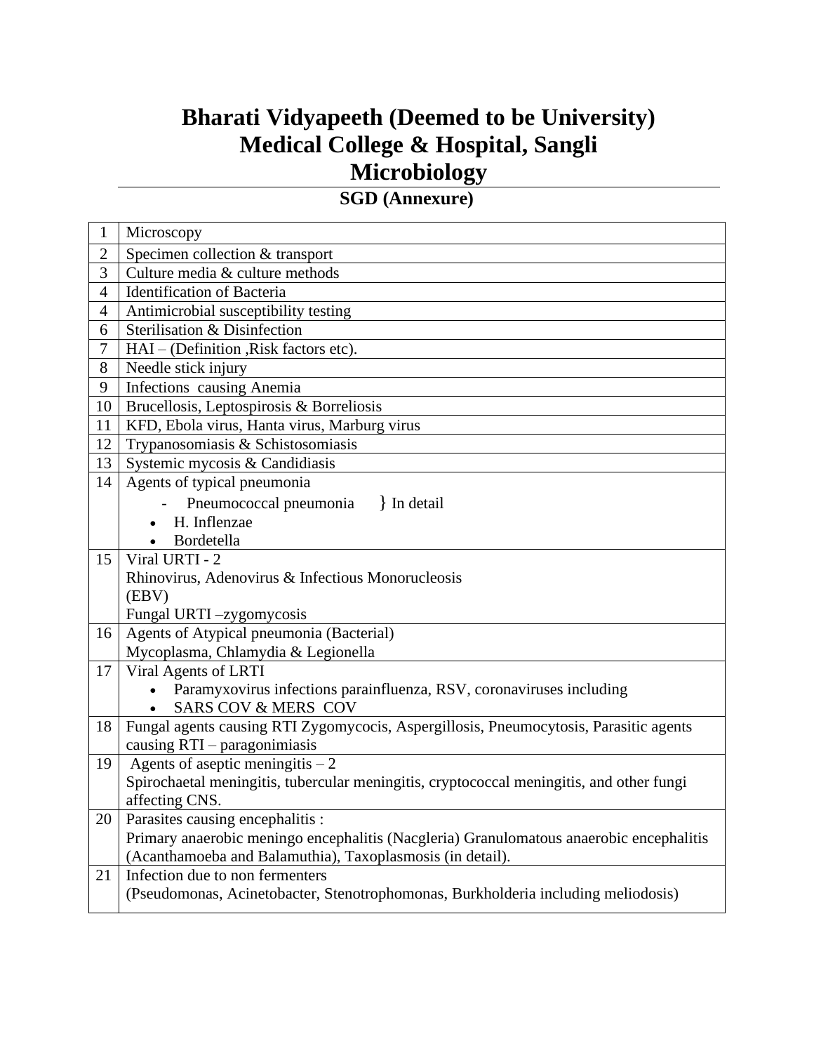# Bharati Vidyapeeth (Deemed to be University) Medical College & Hospital, Sangli Microbiology

## SGD (Annexure)

| | |
|---|---|
| 1 | Microscopy |
| 2 | Specimen collection & transport |
| 3 | Culture media & culture methods |
| 4 | Identification of Bacteria |
| 4 | Antimicrobial susceptibility testing |
| 6 | Sterilisation & Disinfection |
| 7 | HAI – (Definition ,Risk factors etc). |
| 8 | Needle stick injury |
| 9 | Infections causing Anemia |
| 10 | Brucellosis, Leptospirosis & Borreliosis |
| 11 | KFD, Ebola virus, Hanta virus, Marburg virus |
| 12 | Trypanosomiasis & Schistosomiasis |
| 13 | Systemic mycosis & Candidiasis |
| 14 | Agents of typical pneumonia<br>- Pneumococcal pneumonia } In detail<br>• H. Inflenzae<br>• Bordetella |
| 15 | Viral URTI - 2<br>Rhinovirus, Adenovirus & Infectious Monorucleosis (EBV)<br>Fungal URTI –zygomycosis |
| 16 | Agents of Atypical pneumonia (Bacterial)<br>Mycoplasma, Chlamydia & Legionella |
| 17 | Viral Agents of LRTI<br>• Paramyxovirus infections parainfluenza, RSV, coronaviruses including<br>• SARS COV & MERS COV |
| 18 | Fungal agents causing RTI Zygomycocis, Aspergillosis, Pneumocytosis, Parasitic agents causing RTI – paragonimiasis |
| 19 | Agents of aseptic meningitis – 2<br>Spirochaetal meningitis, tubercular meningitis, cryptococcal meningitis, and other fungi affecting CNS. |
| 20 | Parasites causing encephalitis :<br>Primary anaerobic meningo encephalitis (Nacgleria) Granulomatous anaerobic encephalitis (Acanthamoeba and Balamuthia), Taxoplasmosis (in detail). |
| 21 | Infection due to non fermenters<br>(Pseudomonas, Acinetobacter, Stenotrophomonas, Burkholderia including meliodosis) |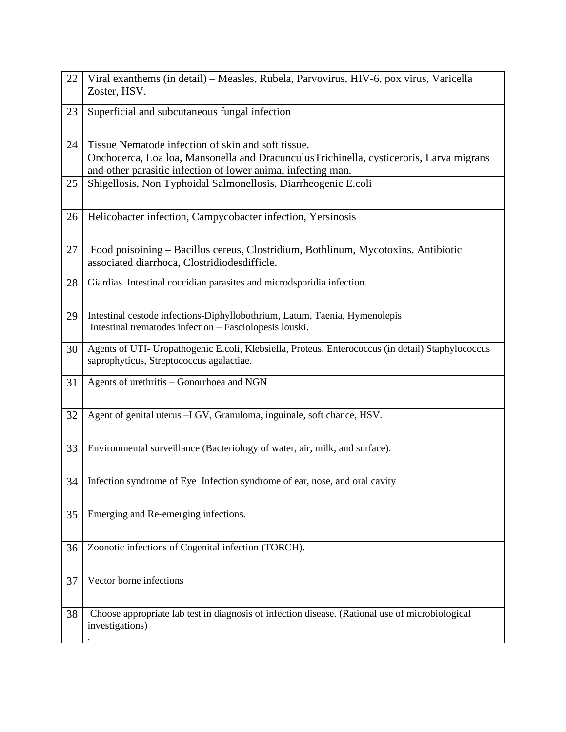| | |
|---|---|
| 22 | Viral exanthems (in detail) – Measles, Rubela, Parvovirus, HIV-6, pox virus, Varicella Zoster, HSV. |
| 23 | Superficial and subcutaneous fungal infection |
| 24 | Tissue Nematode infection of skin and soft tissue.<br>Onchocerca, Loa loa, Mansonella and DracunculusTrichinella, cysticeroris, Larva migrans and other parasitic infection of lower animal infecting man. |
| 25 | Shigellosis, Non Typhoidal Salmonellosis, Diarrheogenic E.coli |
| 26 | Helicobacter infection, Campycobacter infection, Yersinosis |
| 27 | Food poisoining – Bacillus cereus, Clostridium, Bothlinum, Mycotoxins. Antibiotic associated diarrhoca, Clostridiodesdifficle. |
| 28 | Giardias Intestinal coccidian parasites and microdsporidia infection. |
| 29 | Intestinal cestode infections-Diphyllobothrium, Latum, Taenia, Hymenolepis<br>Intestinal trematodes infection – Fasciolopesis louski. |
| 30 | Agents of UTI- Uropathogenic E.coli, Klebsiella, Proteus, Enterococcus (in detail) Staphylococcus saprophyticus, Streptococcus agalactiae. |
| 31 | Agents of urethritis – Gonorrhoea and NGN |
| 32 | Agent of genital uterus –LGV, Granuloma, inguinale, soft chance, HSV. |
| 33 | Environmental surveillance (Bacteriology of water, air, milk, and surface). |
| 34 | Infection syndrome of Eye Infection syndrome of ear, nose, and oral cavity |
| 35 | Emerging and Re-emerging infections. |
| 36 | Zoonotic infections of Cogenital infection (TORCH). |
| 37 | Vector borne infections |
| 38 | Choose appropriate lab test in diagnosis of infection disease. (Rational use of microbiological investigations)<br>. |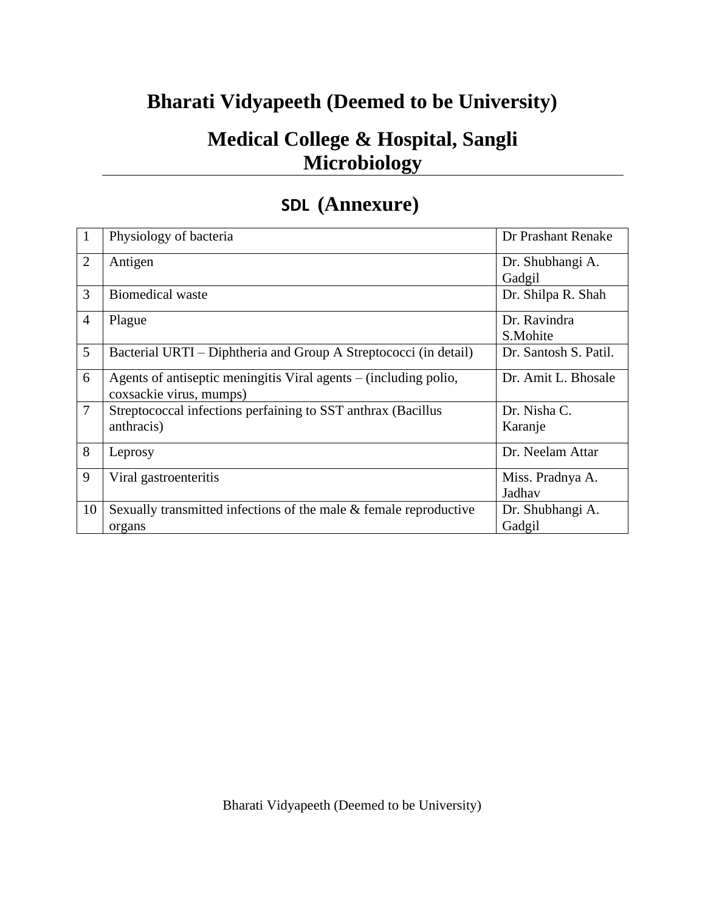# Bharati Vidyapeeth (Deemed to be University)

## Medical College & Hospital, Sangli
## Microbiology

## SDL (Annexure)

| | | |
|---|---|---|
| 1 | Physiology of bacteria | Dr Prashant Renake |
| 2 | Antigen | Dr. Shubhangi A. Gadgil |
| 3 | Biomedical waste | Dr. Shilpa R. Shah |
| 4 | Plague | Dr. Ravindra S.Mohite |
| 5 | Bacterial URTI – Diphtheria and Group A Streptococci (in detail) | Dr. Santosh S. Patil. |
| 6 | Agents of antiseptic meningitis Viral agents – (including polio, coxsackie virus, mumps) | Dr. Amit L. Bhosale |
| 7 | Streptococcal infections perfaining to SST anthrax (Bacillus anthracis) | Dr. Nisha C. Karanje |
| 8 | Leprosy | Dr. Neelam Attar |
| 9 | Viral gastroenteritis | Miss. Pradnya A. Jadhav |
| 10 | Sexually transmitted infections of the male & female reproductive organs | Dr. Shubhangi A. Gadgil |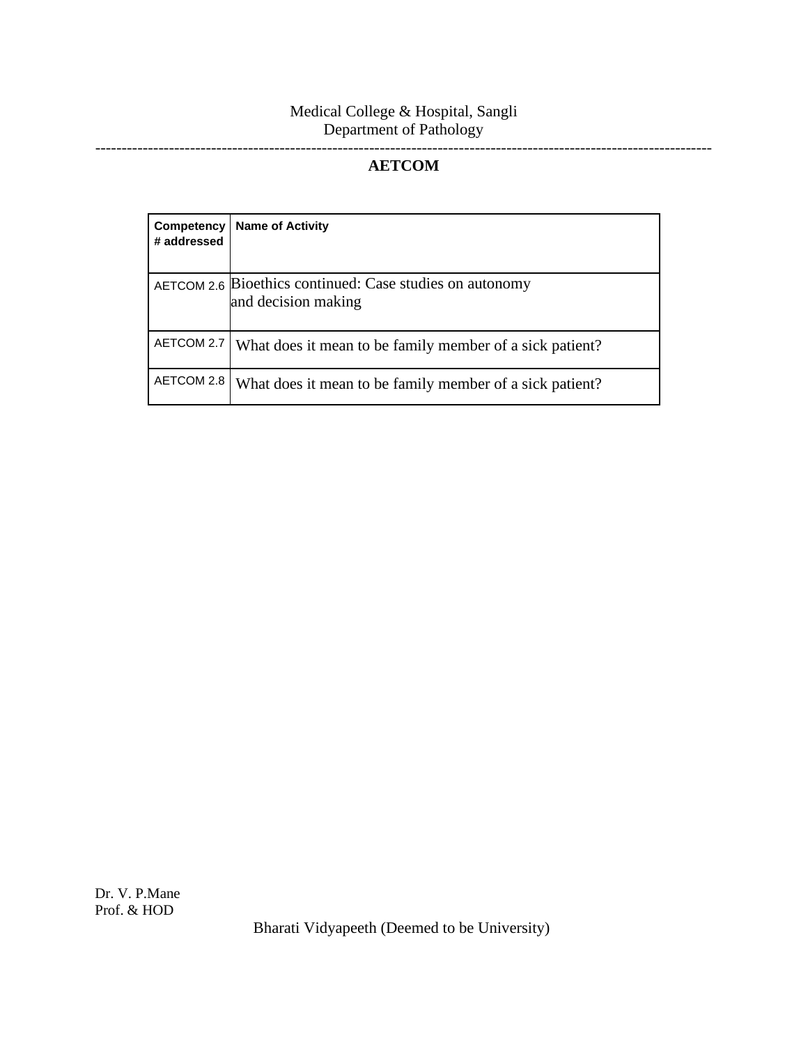Medical College & Hospital, Sangli

Department of Pathology

---

## AETCOM

| Competency # addressed | Name of Activity |
|---|---|
| AETCOM 2.6 | Bioethics continued: Case studies on autonomy and decision making |
| AETCOM 2.7 | What does it mean to be family member of a sick patient? |
| AETCOM 2.8 | What does it mean to be family member of a sick patient? |

Dr. V. P.Mane
Prof. & HOD

Bharati Vidyapeeth (Deemed to be University)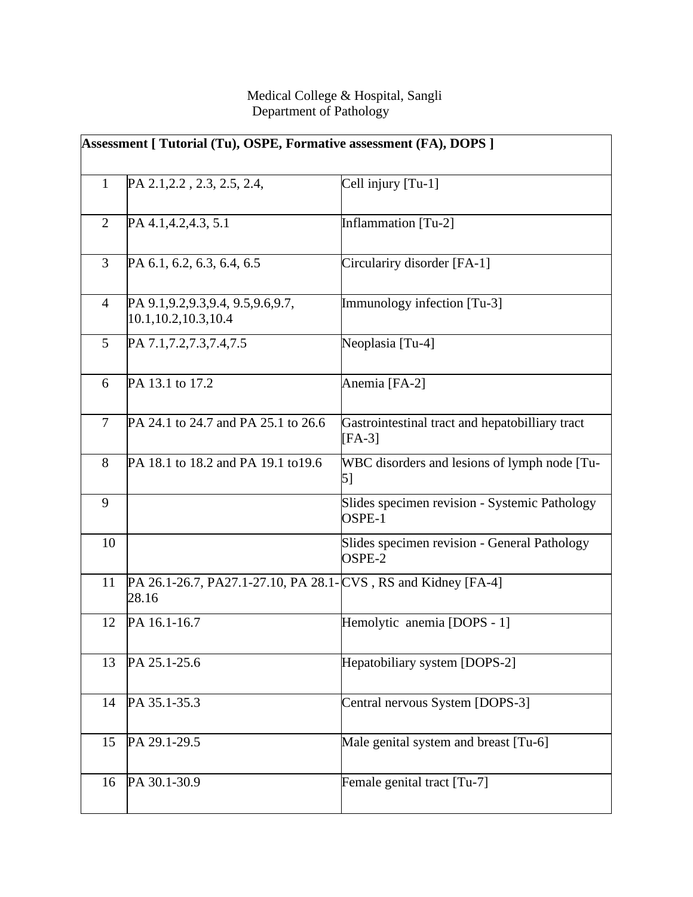Medical College & Hospital, Sangli
Department of Pathology

| Assessment [ Tutorial (Tu), OSPE, Formative assessment (FA), DOPS ] | | |
|---|---|---|
| 1 | PA 2.1,2.2 , 2.3, 2.5, 2.4, | Cell injury [Tu-1] |
| 2 | PA 4.1,4.2,4.3, 5.1 | Inflammation [Tu-2] |
| 3 | PA 6.1, 6.2, 6.3, 6.4, 6.5 | Circulariry disorder [FA-1] |
| 4 | PA 9.1,9.2,9.3,9.4, 9.5,9.6,9.7, 10.1,10.2,10.3,10.4 | Immunology infection [Tu-3] |
| 5 | PA 7.1,7.2,7.3,7.4,7.5 | Neoplasia [Tu-4] |
| 6 | PA 13.1 to 17.2 | Anemia [FA-2] |
| 7 | PA 24.1 to 24.7 and PA 25.1 to 26.6 | Gastrointestinal tract and hepatobilliary tract [FA-3] |
| 8 | PA 18.1 to 18.2 and PA 19.1 to19.6 | WBC disorders and lesions of lymph node [Tu-5] |
| 9 | | Slides specimen revision - Systemic Pathology OSPE-1 |
| 10 | | Slides specimen revision - General Pathology OSPE-2 |
| 11 | PA 26.1-26.7, PA27.1-27.10, PA 28.1-28.16 | CVS , RS and Kidney [FA-4] |
| 12 | PA 16.1-16.7 | Hemolytic anemia [DOPS - 1] |
| 13 | PA 25.1-25.6 | Hepatobiliary system [DOPS-2] |
| 14 | PA 35.1-35.3 | Central nervous System [DOPS-3] |
| 15 | PA 29.1-29.5 | Male genital system and breast [Tu-6] |
| 16 | PA 30.1-30.9 | Female genital tract [Tu-7] |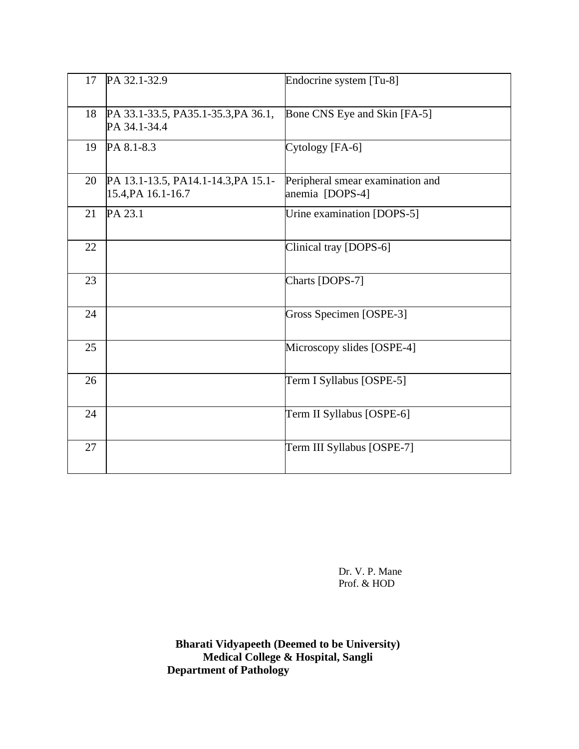| 17 | PA 32.1-32.9 | Endocrine system [Tu-8] |
|---|---|---|
| 18 | PA 33.1-33.5, PA35.1-35.3,PA 36.1, PA 34.1-34.4 | Bone CNS Eye and Skin [FA-5] |
| 19 | PA 8.1-8.3 | Cytology [FA-6] |
| 20 | PA 13.1-13.5, PA14.1-14.3,PA 15.1-15.4,PA 16.1-16.7 | Peripheral smear examination and anemia [DOPS-4] |
| 21 | PA 23.1 | Urine examination [DOPS-5] |
| 22 | | Clinical tray [DOPS-6] |
| 23 | | Charts [DOPS-7] |
| 24 | | Gross Specimen [OSPE-3] |
| 25 | | Microscopy slides [OSPE-4] |
| 26 | | Term I Syllabus [OSPE-5] |
| 24 | | Term II Syllabus [OSPE-6] |
| 27 | | Term III Syllabus [OSPE-7] |

Dr. V. P. Mane
Prof. & HOD

**Bharati Vidyapeeth (Deemed to be University)**
**Medical College & Hospital, Sangli**
**Department of Pathology**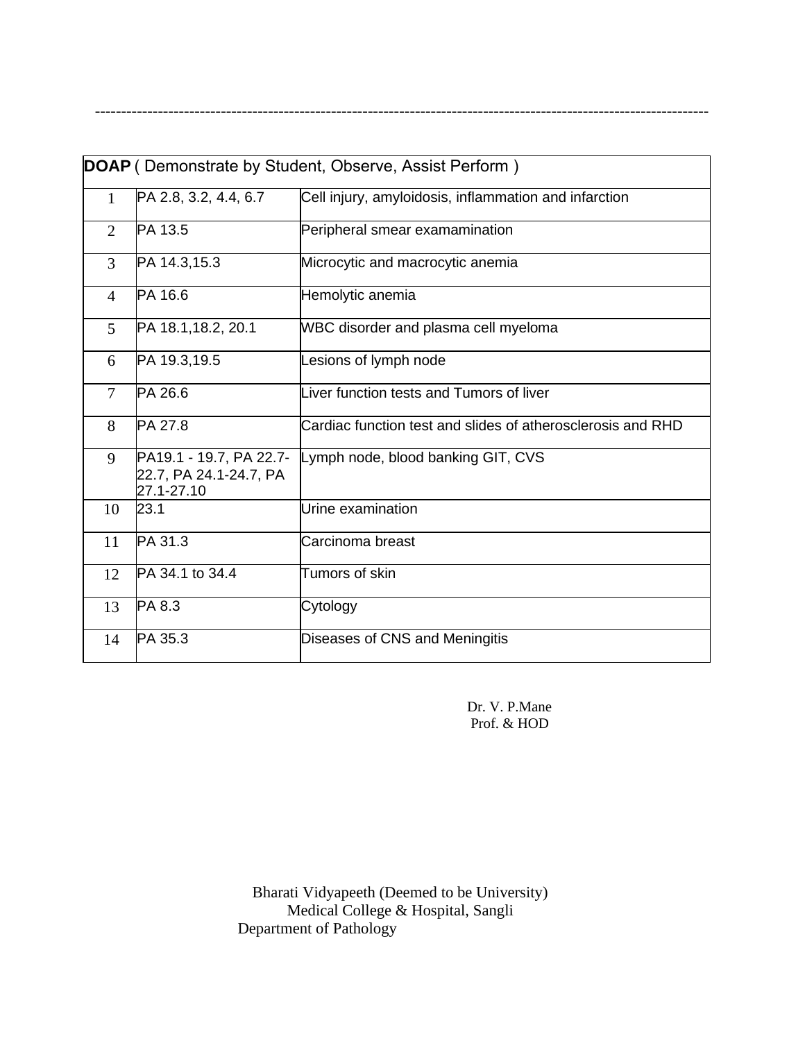---

| **DOAP** ( Demonstrate by Student, Observe, Assist Perform ) | | |
|---|---|---|
| 1 | PA 2.8, 3.2, 4.4, 6.7 | Cell injury, amyloidosis, inflammation and infarction |
| 2 | PA 13.5 | Peripheral smear examamination |
| 3 | PA 14.3,15.3 | Microcytic and macrocytic anemia |
| 4 | PA 16.6 | Hemolytic anemia |
| 5 | PA 18.1,18.2, 20.1 | WBC disorder and plasma cell myeloma |
| 6 | PA 19.3,19.5 | Lesions of lymph node |
| 7 | PA 26.6 | Liver function tests and Tumors of liver |
| 8 | PA 27.8 | Cardiac function test and slides of atherosclerosis and RHD |
| 9 | PA19.1 - 19.7, PA 22.7-22.7, PA 24.1-24.7, PA 27.1-27.10 | Lymph node, blood banking GIT, CVS |
| 10 | 23.1 | Urine examination |
| 11 | PA 31.3 | Carcinoma breast |
| 12 | PA 34.1 to 34.4 | Tumors of skin |
| 13 | PA 8.3 | Cytology |
| 14 | PA 35.3 | Diseases of CNS and Meningitis |

Dr. V. P.Mane
Prof. & HOD

Bharati Vidyapeeth (Deemed to be University)
Medical College & Hospital, Sangli
Department of Pathology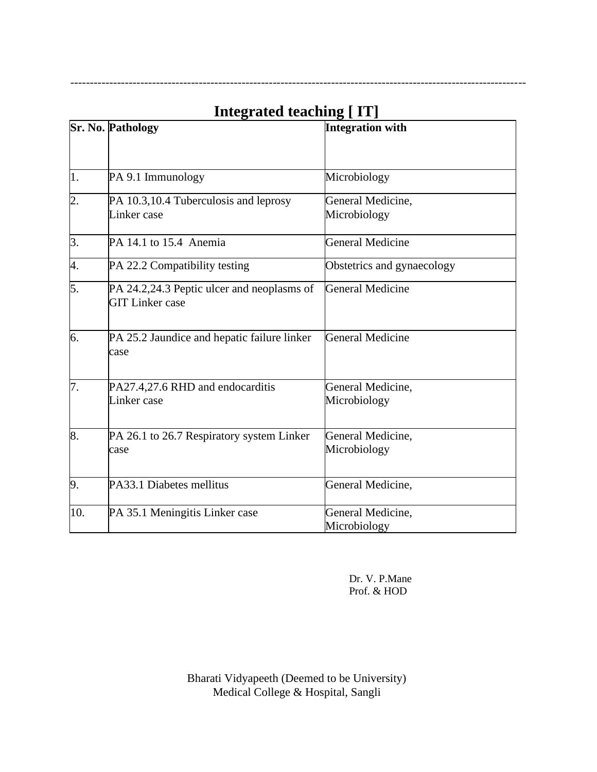---

# Integrated teaching [ IT]

| Sr. No. | Pathology | Integration with |
|---|---|---|
| 1. | PA 9.1 Immunology | Microbiology |
| 2. | PA 10.3,10.4 Tuberculosis and leprosy Linker case | General Medicine, Microbiology |
| 3. | PA 14.1 to 15.4 Anemia | General Medicine |
| 4. | PA 22.2 Compatibility testing | Obstetrics and gynaecology |
| 5. | PA 24.2,24.3 Peptic ulcer and neoplasms of GIT Linker case | General Medicine |
| 6. | PA 25.2 Jaundice and hepatic failure linker case | General Medicine |
| 7. | PA27.4,27.6 RHD and endocarditis Linker case | General Medicine, Microbiology |
| 8. | PA 26.1 to 26.7 Respiratory system Linker case | General Medicine, Microbiology |
| 9. | PA33.1 Diabetes mellitus | General Medicine, |
| 10. | PA 35.1 Meningitis Linker case | General Medicine, Microbiology |

Dr. V. P.Mane
Prof. & HOD

Bharati Vidyapeeth (Deemed to be University)
Medical College & Hospital, Sangli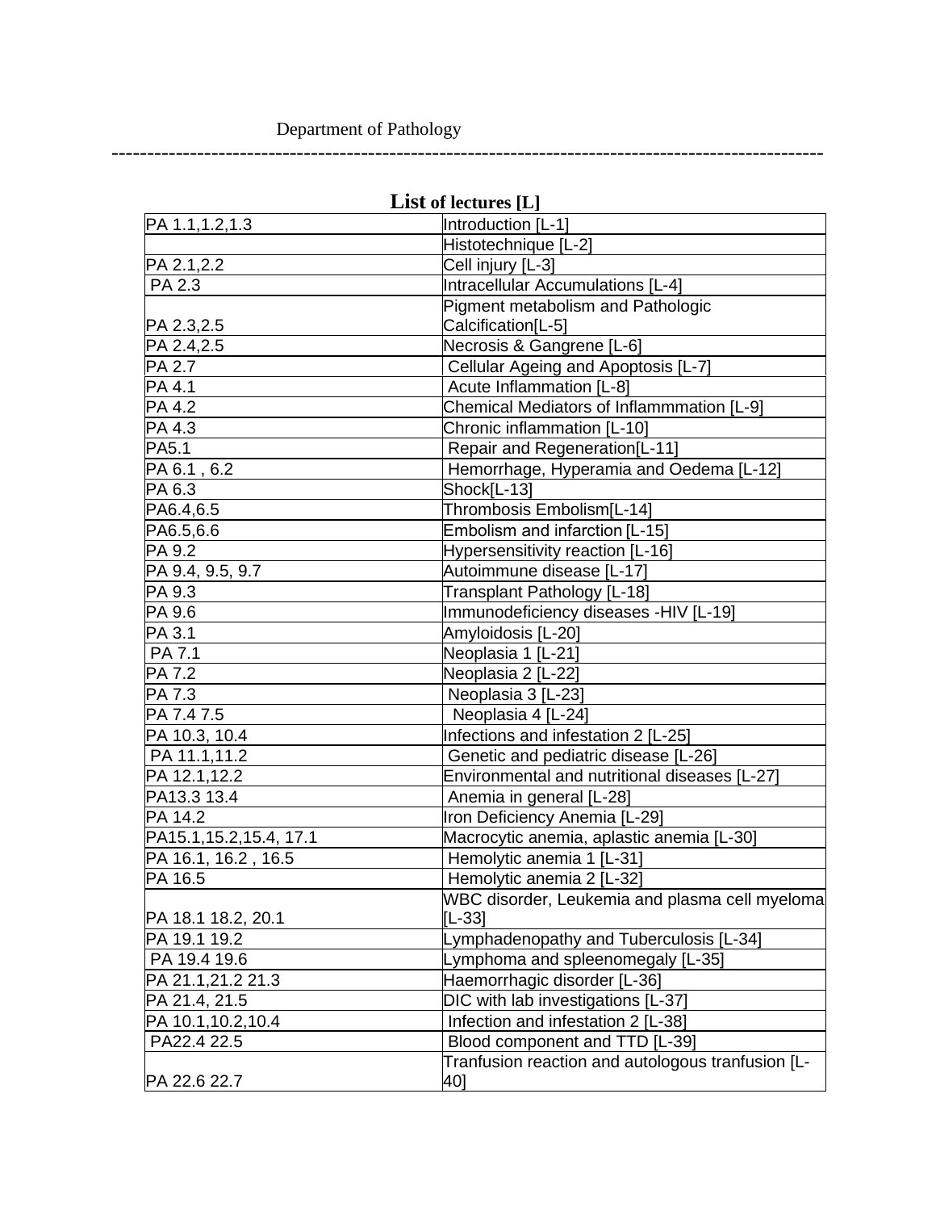Department of Pathology

---

## List of lectures [L]

| | |
|---|---|
| PA 1.1,1.2,1.3 | Introduction [L-1] |
| | Histotechnique [L-2] |
| PA 2.1,2.2 | Cell injury [L-3] |
| PA 2.3 | Intracellular Accumulations [L-4] |
| PA 2.3,2.5 | Pigment metabolism and Pathologic Calcification[L-5] |
| PA 2.4,2.5 | Necrosis & Gangrene [L-6] |
| PA 2.7 | Cellular Ageing and Apoptosis [L-7] |
| PA 4.1 | Acute Inflammation [L-8] |
| PA 4.2 | Chemical Mediators of Inflammmation [L-9] |
| PA 4.3 | Chronic inflammation [L-10] |
| PA5.1 | Repair and Regeneration[L-11] |
| PA 6.1 , 6.2 | Hemorrhage, Hyperamia and Oedema [L-12] |
| PA 6.3 | Shock[L-13] |
| PA6.4,6.5 | Thrombosis Embolism[L-14] |
| PA6.5,6.6 | Embolism and infarction [L-15] |
| PA 9.2 | Hypersensitivity reaction [L-16] |
| PA 9.4, 9.5, 9.7 | Autoimmune disease [L-17] |
| PA 9.3 | Transplant Pathology [L-18] |
| PA 9.6 | Immunodeficiency diseases -HIV [L-19] |
| PA 3.1 | Amyloidosis [L-20] |
| PA 7.1 | Neoplasia 1 [L-21] |
| PA 7.2 | Neoplasia 2 [L-22] |
| PA 7.3 | Neoplasia 3 [L-23] |
| PA 7.4 7.5 | Neoplasia 4 [L-24] |
| PA 10.3, 10.4 | Infections and infestation 2 [L-25] |
| PA 11.1,11.2 | Genetic and pediatric disease [L-26] |
| PA 12.1,12.2 | Environmental and nutritional diseases [L-27] |
| PA13.3 13.4 | Anemia in general [L-28] |
| PA 14.2 | Iron Deficiency Anemia [L-29] |
| PA15.1,15.2,15.4, 17.1 | Macrocytic anemia, aplastic anemia [L-30] |
| PA 16.1, 16.2 , 16.5 | Hemolytic anemia 1 [L-31] |
| PA 16.5 | Hemolytic anemia 2 [L-32] |
| PA 18.1 18.2, 20.1 | WBC disorder, Leukemia and plasma cell myeloma [L-33] |
| PA 19.1 19.2 | Lymphadenopathy and Tuberculosis [L-34] |
| PA 19.4 19.6 | Lymphoma and spleenomegaly [L-35] |
| PA 21.1,21.2 21.3 | Haemorrhagic disorder [L-36] |
| PA 21.4, 21.5 | DIC with lab investigations [L-37] |
| PA 10.1,10.2,10.4 | Infection and infestation 2 [L-38] |
| PA22.4 22.5 | Blood component and TTD [L-39] |
| PA 22.6 22.7 | Tranfusion reaction and autologous tranfusion [L-40] |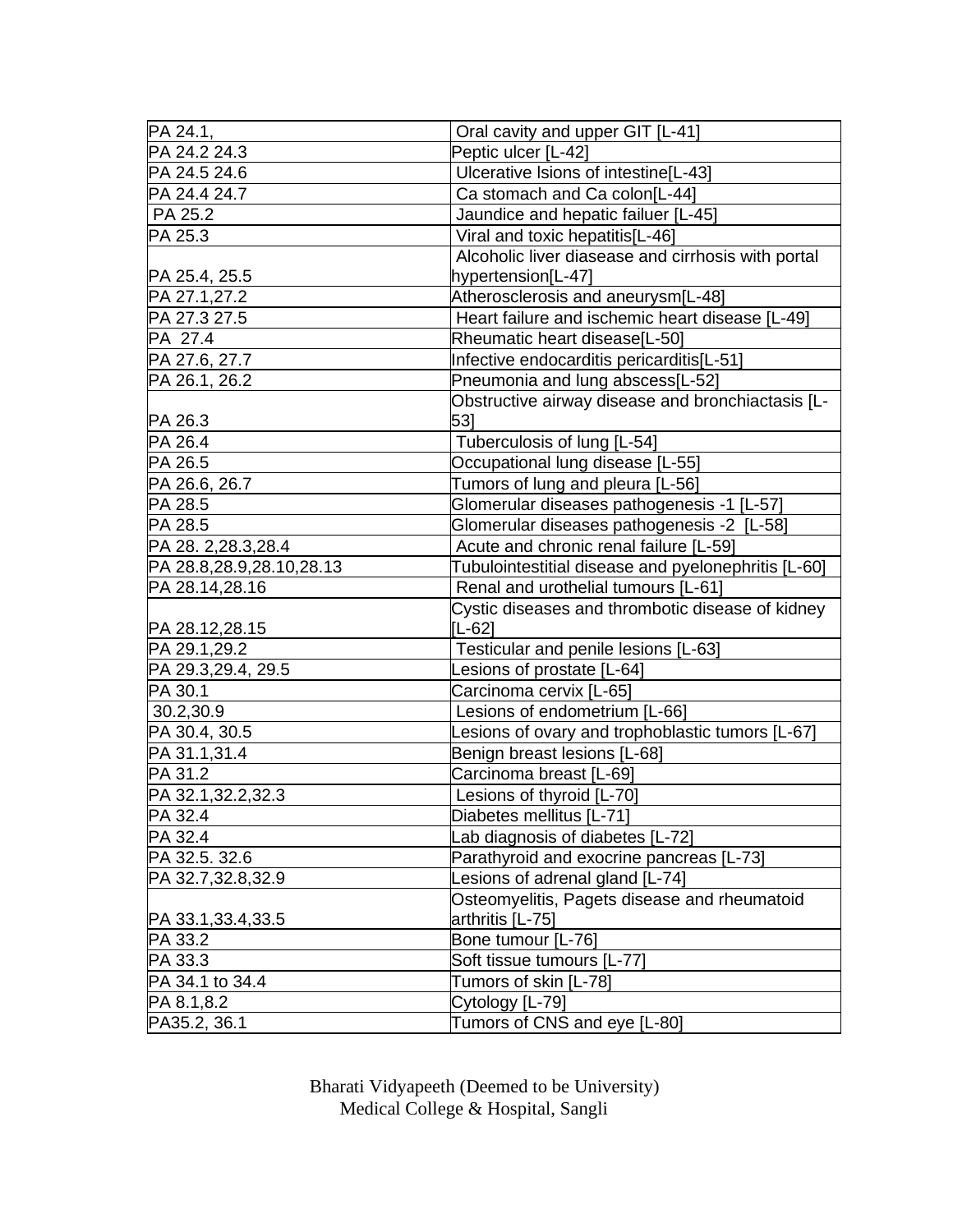| PA 24.1, | Oral cavity and upper GIT [L-41] |
|---|---|
| PA 24.2 24.3 | Peptic ulcer [L-42] |
| PA 24.5 24.6 | Ulcerative lsions of intestine[L-43] |
| PA 24.4 24.7 | Ca stomach and Ca colon[L-44] |
| PA 25.2 | Jaundice and hepatic failuer [L-45] |
| PA 25.3 | Viral and toxic hepatitis[L-46] |
| PA 25.4, 25.5 | Alcoholic liver diasease and cirrhosis with portal hypertension[L-47] |
| PA 27.1,27.2 | Atherosclerosis and aneurysm[L-48] |
| PA 27.3 27.5 | Heart failure and ischemic heart disease [L-49] |
| PA 27.4 | Rheumatic heart disease[L-50] |
| PA 27.6, 27.7 | Infective endocarditis pericarditis[L-51] |
| PA 26.1, 26.2 | Pneumonia and lung abscess[L-52] |
| PA 26.3 | Obstructive airway disease and bronchiactasis [L-53] |
| PA 26.4 | Tuberculosis of lung [L-54] |
| PA 26.5 | Occupational lung disease [L-55] |
| PA 26.6, 26.7 | Tumors of lung and pleura [L-56] |
| PA 28.5 | Glomerular diseases pathogenesis -1 [L-57] |
| PA 28.5 | Glomerular diseases pathogenesis -2 [L-58] |
| PA 28. 2,28.3,28.4 | Acute and chronic renal failure [L-59] |
| PA 28.8,28.9,28.10,28.13 | Tubulointestitial disease and pyelonephritis [L-60] |
| PA 28.14,28.16 | Renal and urothelial tumours [L-61] |
| PA 28.12,28.15 | Cystic diseases and thrombotic disease of kidney [L-62] |
| PA 29.1,29.2 | Testicular and penile lesions [L-63] |
| PA 29.3,29.4, 29.5 | Lesions of prostate [L-64] |
| PA 30.1 | Carcinoma cervix [L-65] |
| 30.2,30.9 | Lesions of endometrium [L-66] |
| PA 30.4, 30.5 | Lesions of ovary and trophoblastic tumors [L-67] |
| PA 31.1,31.4 | Benign breast lesions [L-68] |
| PA 31.2 | Carcinoma breast [L-69] |
| PA 32.1,32.2,32.3 | Lesions of thyroid [L-70] |
| PA 32.4 | Diabetes mellitus [L-71] |
| PA 32.4 | Lab diagnosis of diabetes [L-72] |
| PA 32.5. 32.6 | Parathyroid and exocrine pancreas [L-73] |
| PA 32.7,32.8,32.9 | Lesions of adrenal gland [L-74] |
| PA 33.1,33.4,33.5 | Osteomyelitis, Pagets disease and rheumatoid arthritis [L-75] |
| PA 33.2 | Bone tumour [L-76] |
| PA 33.3 | Soft tissue tumours [L-77] |
| PA 34.1 to 34.4 | Tumors of skin [L-78] |
| PA 8.1,8.2 | Cytology [L-79] |
| PA35.2, 36.1 | Tumors of CNS and eye [L-80] |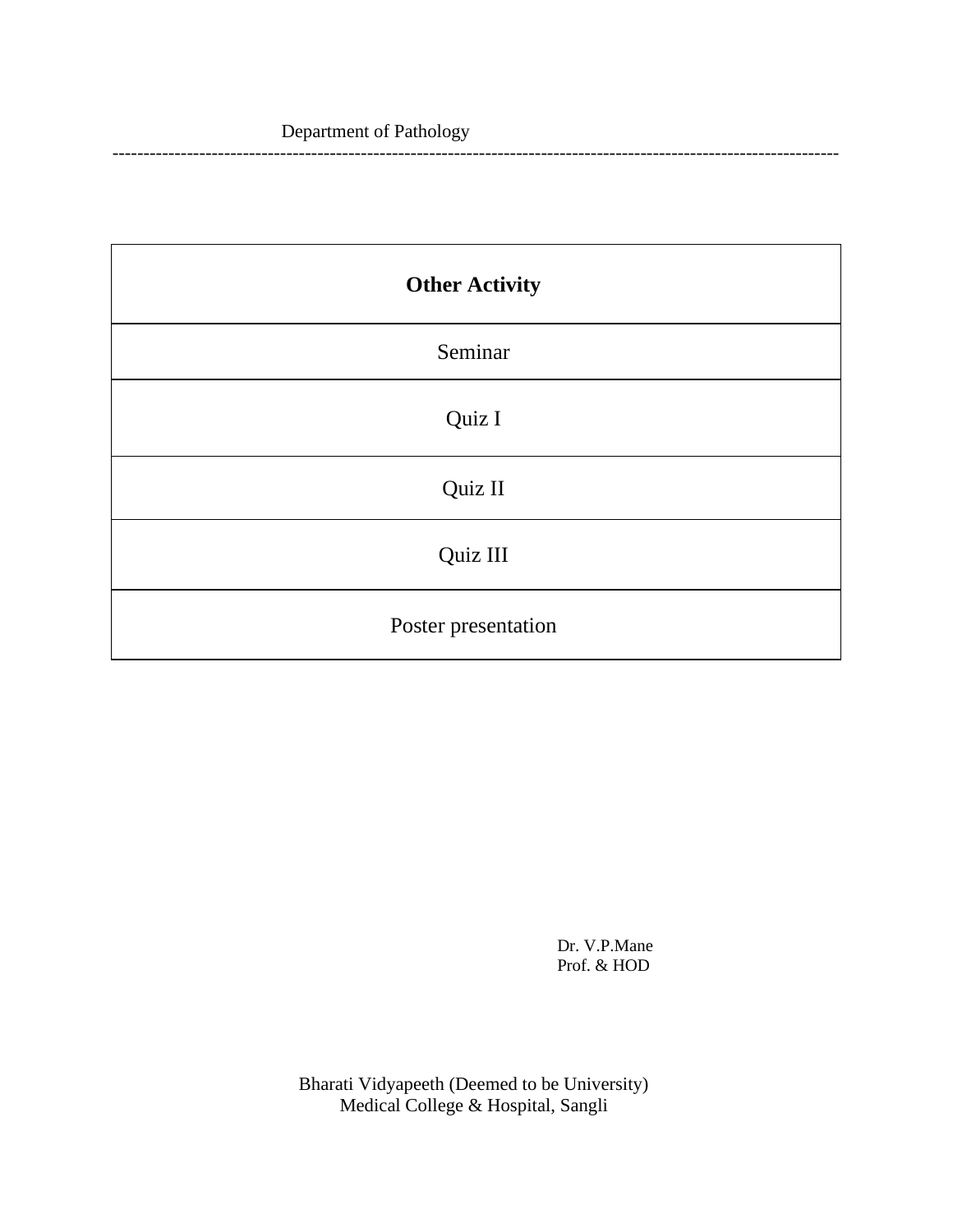Department of Pathology

---

| Other Activity |
| --- |
| Seminar |
| Quiz I |
| Quiz II |
| Quiz III |
| Poster presentation |

Dr. V.P.Mane
Prof. & HOD

Bharati Vidyapeeth (Deemed to be University)
Medical College & Hospital, Sangli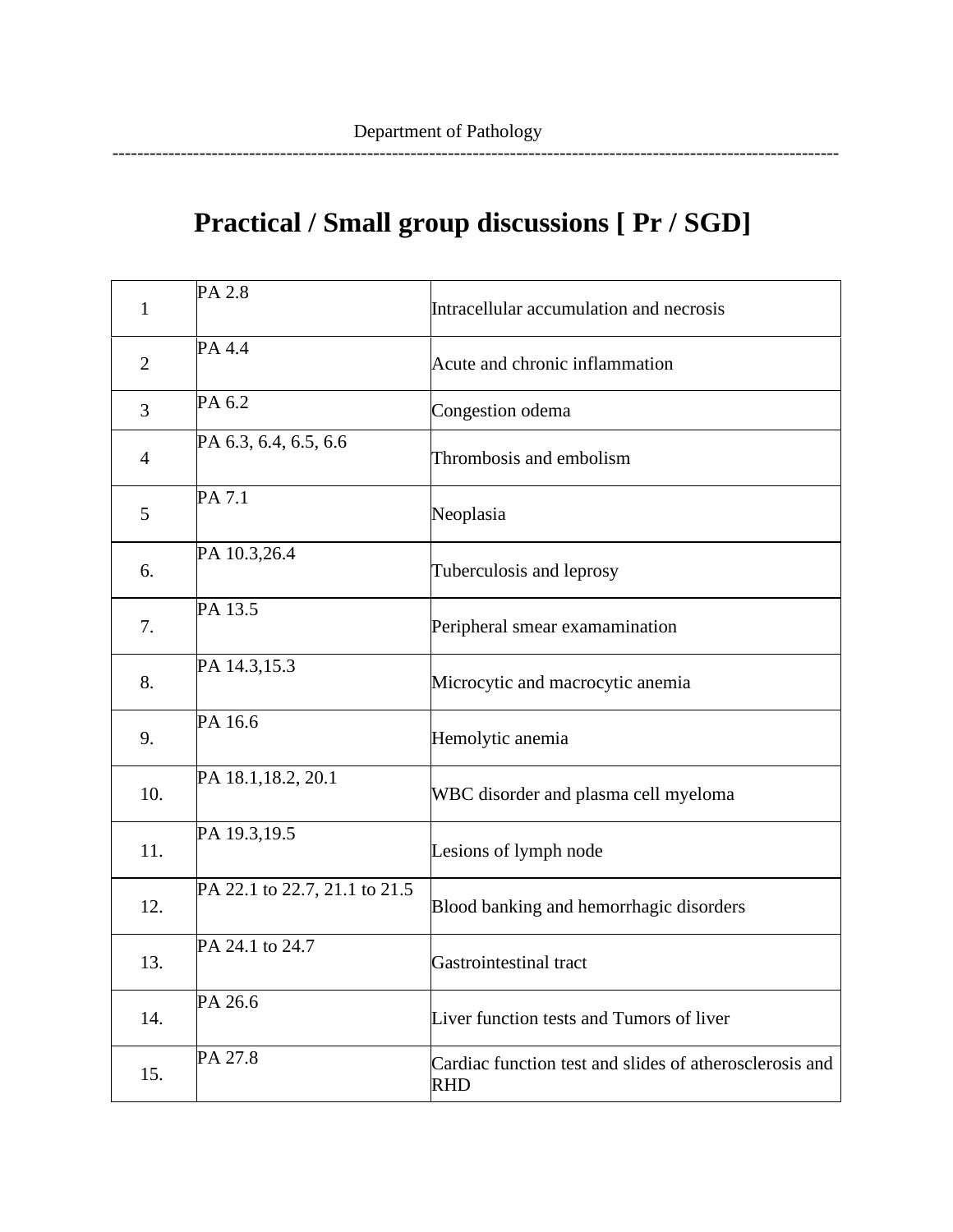Department of Pathology

---

# Practical / Small group discussions [ Pr / SGD]

| | | |
|---|---|---|
| 1 | PA 2.8 | Intracellular accumulation and necrosis |
| 2 | PA 4.4 | Acute and chronic inflammation |
| 3 | PA 6.2 | Congestion odema |
| 4 | PA 6.3, 6.4, 6.5, 6.6 | Thrombosis and embolism |
| 5 | PA 7.1 | Neoplasia |
| 6. | PA 10.3,26.4 | Tuberculosis and leprosy |
| 7. | PA 13.5 | Peripheral smear examamination |
| 8. | PA 14.3,15.3 | Microcytic and macrocytic anemia |
| 9. | PA 16.6 | Hemolytic anemia |
| 10. | PA 18.1,18.2, 20.1 | WBC disorder and plasma cell myeloma |
| 11. | PA 19.3,19.5 | Lesions of lymph node |
| 12. | PA 22.1 to 22.7, 21.1 to 21.5 | Blood banking and hemorrhagic disorders |
| 13. | PA 24.1 to 24.7 | Gastrointestinal tract |
| 14. | PA 26.6 | Liver function tests and Tumors of liver |
| 15. | PA 27.8 | Cardiac function test and slides of atherosclerosis and RHD |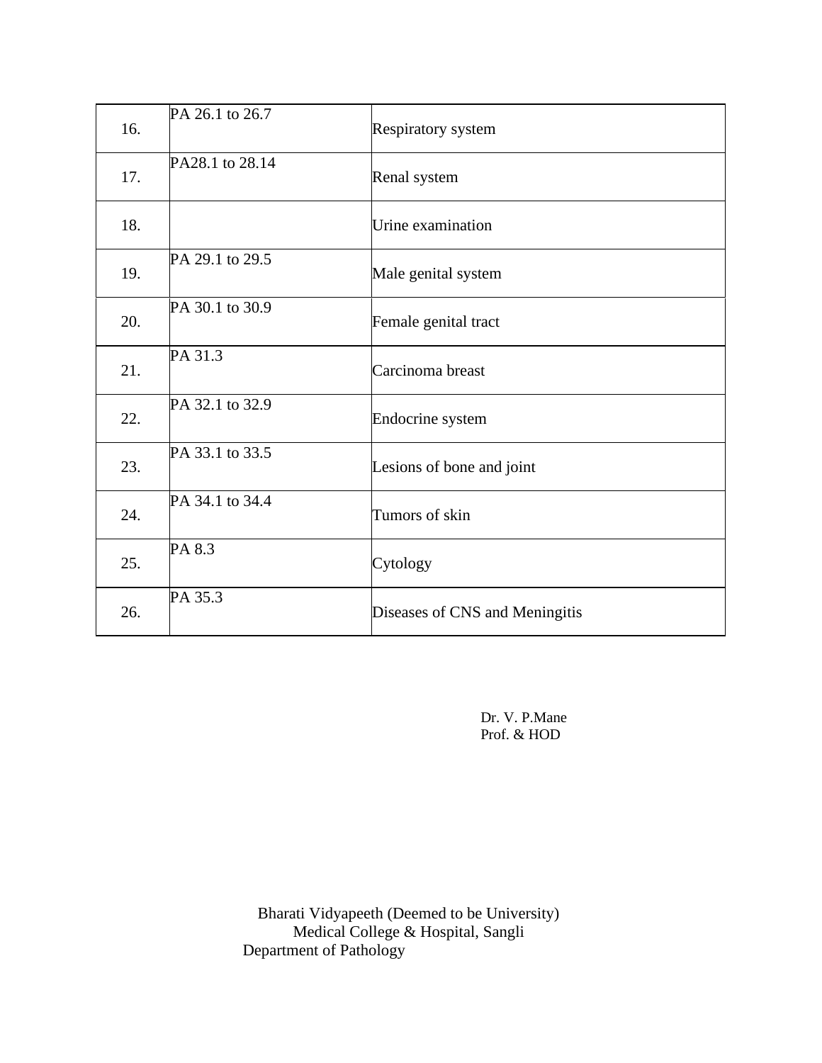| 16. | PA 26.1 to 26.7 | Respiratory system |
|---|---|---|
| 17. | PA28.1 to 28.14 | Renal system |
| 18. | | Urine examination |
| 19. | PA 29.1 to 29.5 | Male genital system |
| 20. | PA 30.1 to 30.9 | Female genital tract |
| 21. | PA 31.3 | Carcinoma breast |
| 22. | PA 32.1 to 32.9 | Endocrine system |
| 23. | PA 33.1 to 33.5 | Lesions of bone and joint |
| 24. | PA 34.1 to 34.4 | Tumors of skin |
| 25. | PA 8.3 | Cytology |
| 26. | PA 35.3 | Diseases of CNS and Meningitis |

Dr. V. P.Mane
Prof. & HOD

Bharati Vidyapeeth (Deemed to be University)
Medical College & Hospital, Sangli
Department of Pathology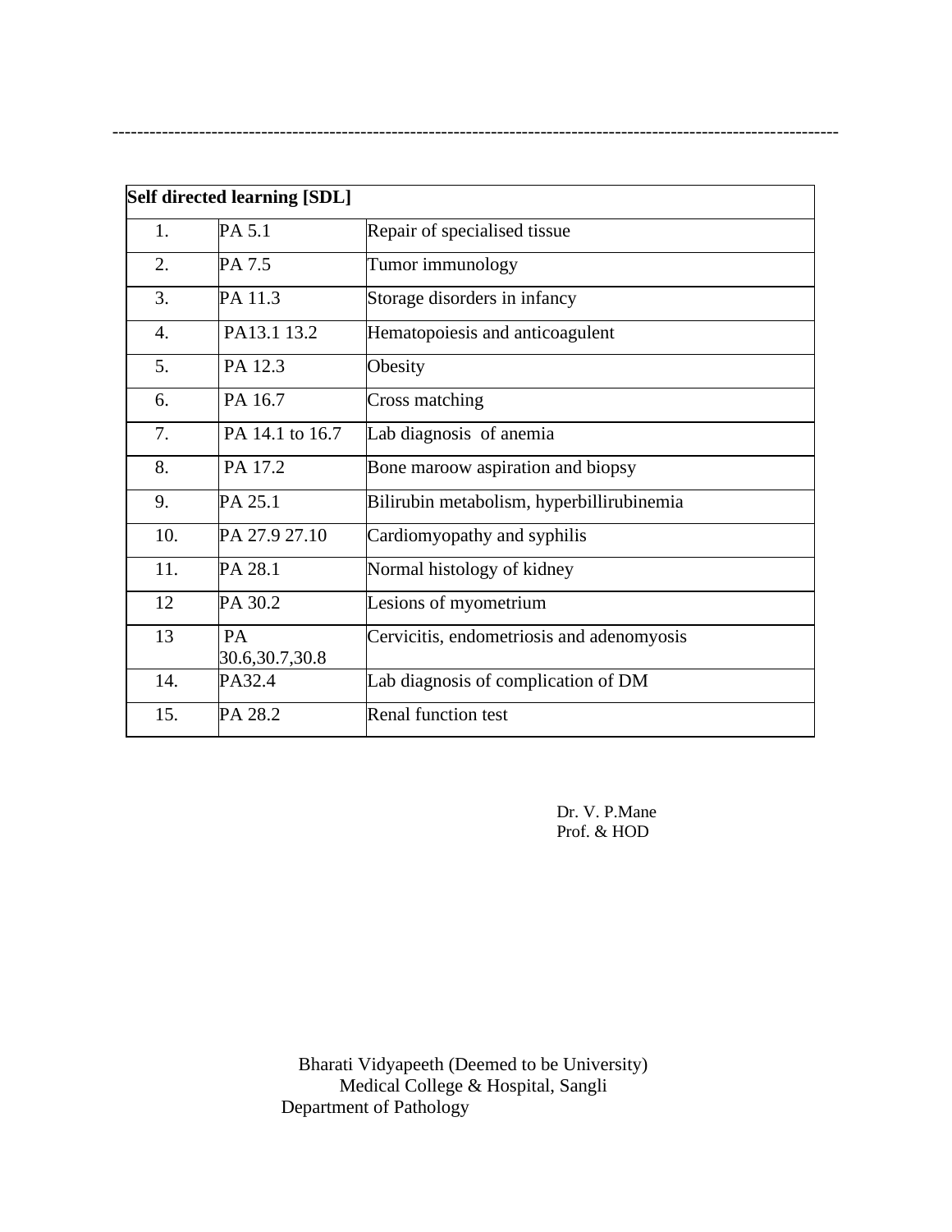---

| Self directed learning [SDL] | | |
|---|---|---|
| 1. | PA 5.1 | Repair of specialised tissue |
| 2. | PA 7.5 | Tumor immunology |
| 3. | PA 11.3 | Storage disorders in infancy |
| 4. | PA13.1 13.2 | Hematopoiesis and anticoagulent |
| 5. | PA 12.3 | Obesity |
| 6. | PA 16.7 | Cross matching |
| 7. | PA 14.1 to 16.7 | Lab diagnosis of anemia |
| 8. | PA 17.2 | Bone maroow aspiration and biopsy |
| 9. | PA 25.1 | Bilirubin metabolism, hyperbillirubinemia |
| 10. | PA 27.9 27.10 | Cardiomyopathy and syphilis |
| 11. | PA 28.1 | Normal histology of kidney |
| 12 | PA 30.2 | Lesions of myometrium |
| 13 | PA 30.6,30.7,30.8 | Cervicitis, endometriosis and adenomyosis |
| 14. | PA32.4 | Lab diagnosis of complication of DM |
| 15. | PA 28.2 | Renal function test |

Dr. V. P.Mane
Prof. & HOD

Bharati Vidyapeeth (Deemed to be University)
Medical College & Hospital, Sangli
Department of Pathology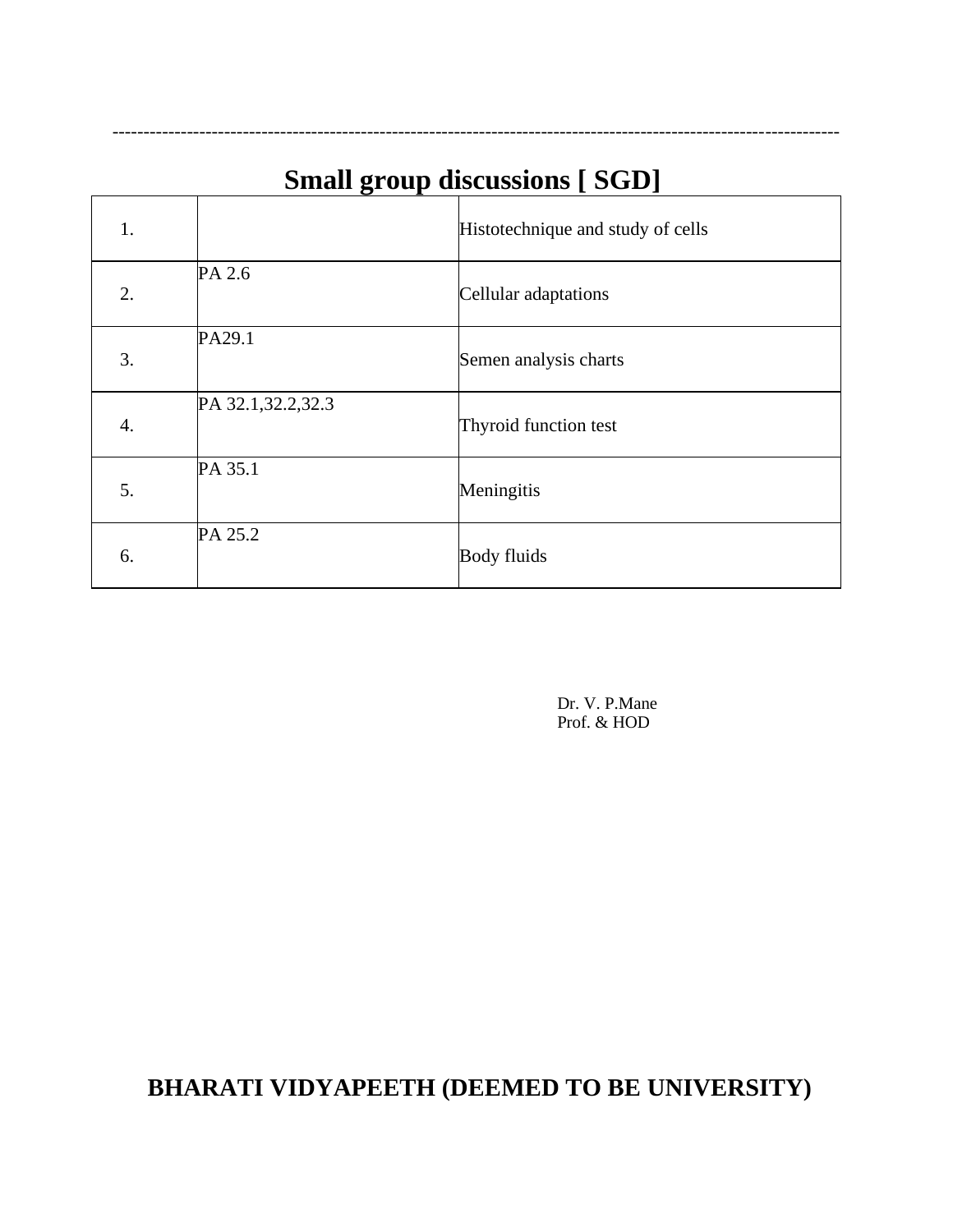---

## Small group discussions [ SGD]

| | | |
|---|---|---|
| 1. | | Histotechnique and study of cells |
| 2. | PA 2.6 | Cellular adaptations |
| 3. | PA29.1 | Semen analysis charts |
| 4. | PA 32.1,32.2,32.3 | Thyroid function test |
| 5. | PA 35.1 | Meningitis |
| 6. | PA 25.2 | Body fluids |

Dr. V. P.Mane
Prof. & HOD

**BHARATI VIDYAPEETH (DEEMED TO BE UNIVERSITY)**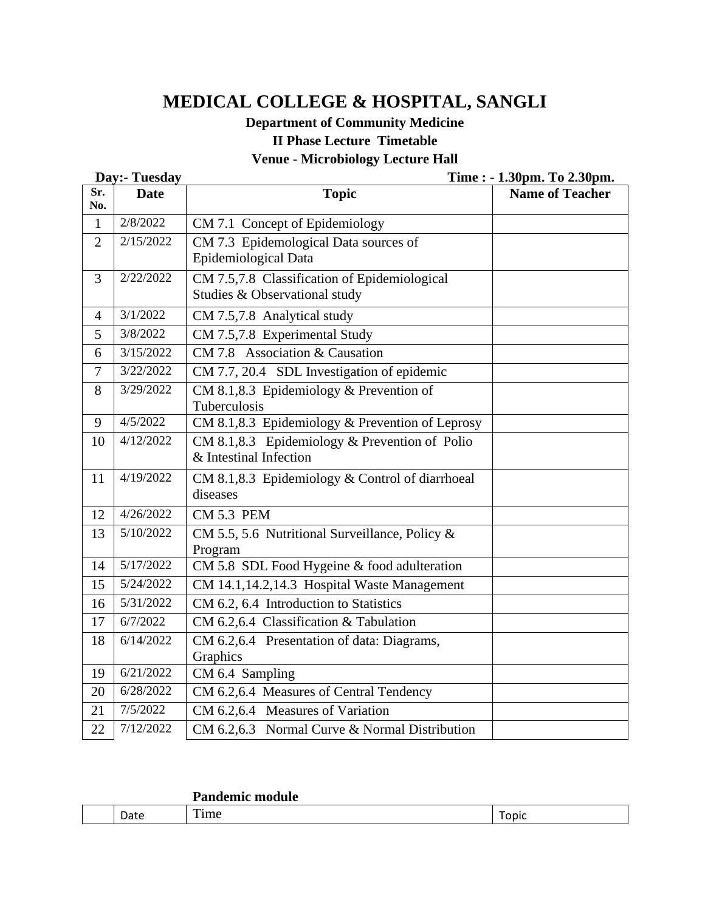# MEDICAL COLLEGE & HOSPITAL, SANGLI

**Department of Community Medicine**

**II Phase Lecture Timetable**

**Venue - Microbiology Lecture Hall**

**Day:- Tuesday** **Time : - 1.30pm. To 2.30pm.**

| Sr. No. | Date | Topic | Name of Teacher |
|---|---|---|---|
| 1 | 2/8/2022 | CM 7.1 Concept of Epidemiology | |
| 2 | 2/15/2022 | CM 7.3 Epidemological Data sources of Epidemiological Data | |
| 3 | 2/22/2022 | CM 7.5,7.8 Classification of Epidemiological Studies & Observational study | |
| 4 | 3/1/2022 | CM 7.5,7.8 Analytical study | |
| 5 | 3/8/2022 | CM 7.5,7.8 Experimental Study | |
| 6 | 3/15/2022 | CM 7.8 Association & Causation | |
| 7 | 3/22/2022 | CM 7.7, 20.4 SDL Investigation of epidemic | |
| 8 | 3/29/2022 | CM 8.1,8.3 Epidemiology & Prevention of Tuberculosis | |
| 9 | 4/5/2022 | CM 8.1,8.3 Epidemiology & Prevention of Leprosy | |
| 10 | 4/12/2022 | CM 8.1,8.3 Epidemiology & Prevention of Polio & Intestinal Infection | |
| 11 | 4/19/2022 | CM 8.1,8.3 Epidemiology & Control of diarrhoeal diseases | |
| 12 | 4/26/2022 | CM 5.3 PEM | |
| 13 | 5/10/2022 | CM 5.5, 5.6 Nutritional Surveillance, Policy & Program | |
| 14 | 5/17/2022 | CM 5.8 SDL Food Hygeine & food adulteration | |
| 15 | 5/24/2022 | CM 14.1,14.2,14.3 Hospital Waste Management | |
| 16 | 5/31/2022 | CM 6.2, 6.4 Introduction to Statistics | |
| 17 | 6/7/2022 | CM 6.2,6.4 Classification & Tabulation | |
| 18 | 6/14/2022 | CM 6.2,6.4 Presentation of data: Diagrams, Graphics | |
| 19 | 6/21/2022 | CM 6.4 Sampling | |
| 20 | 6/28/2022 | CM 6.2,6.4 Measures of Central Tendency | |
| 21 | 7/5/2022 | CM 6.2,6.4 Measures of Variation | |
| 22 | 7/12/2022 | CM 6.2,6.3 Normal Curve & Normal Distribution | |

**Pandemic module**

| | Date | Time | Topic |
|---|---|---|---|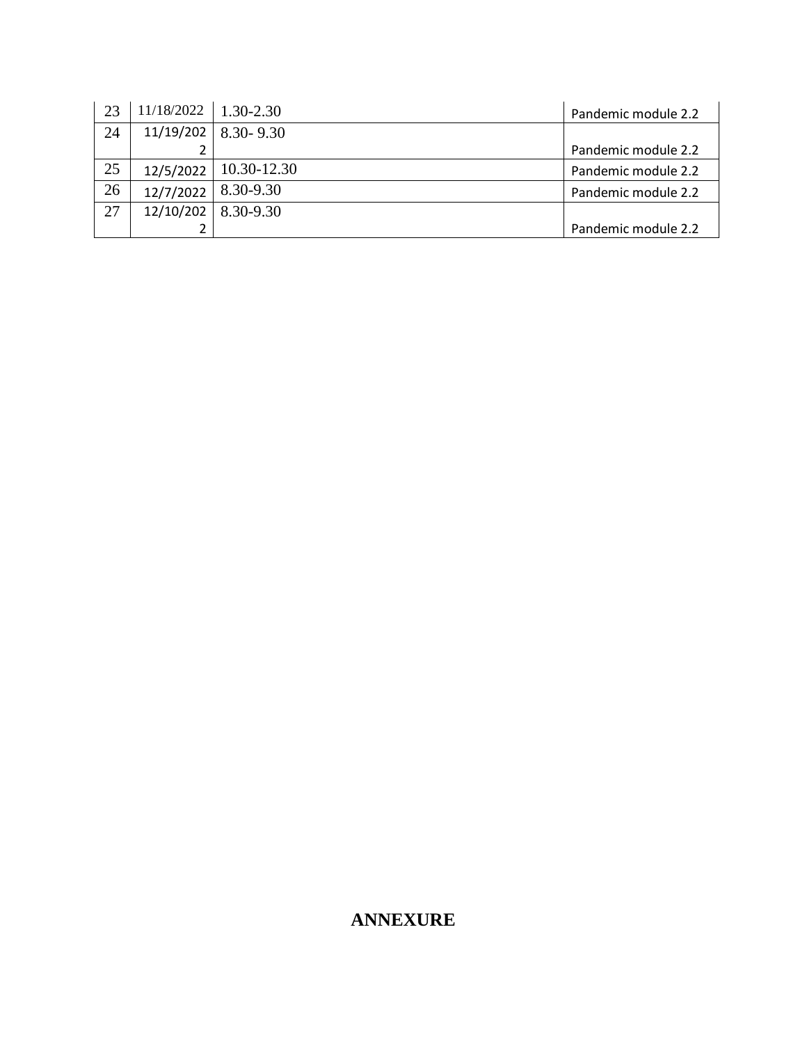| 23 | 11/18/2022 | 1.30-2.30 | Pandemic module 2.2 |
|---|---|---|---|
| 24 | 11/19/2022 | 8.30- 9.30 | Pandemic module 2.2 |
| 25 | 12/5/2022 | 10.30-12.30 | Pandemic module 2.2 |
| 26 | 12/7/2022 | 8.30-9.30 | Pandemic module 2.2 |
| 27 | 12/10/2022 | 8.30-9.30 | Pandemic module 2.2 |

# ANNEXURE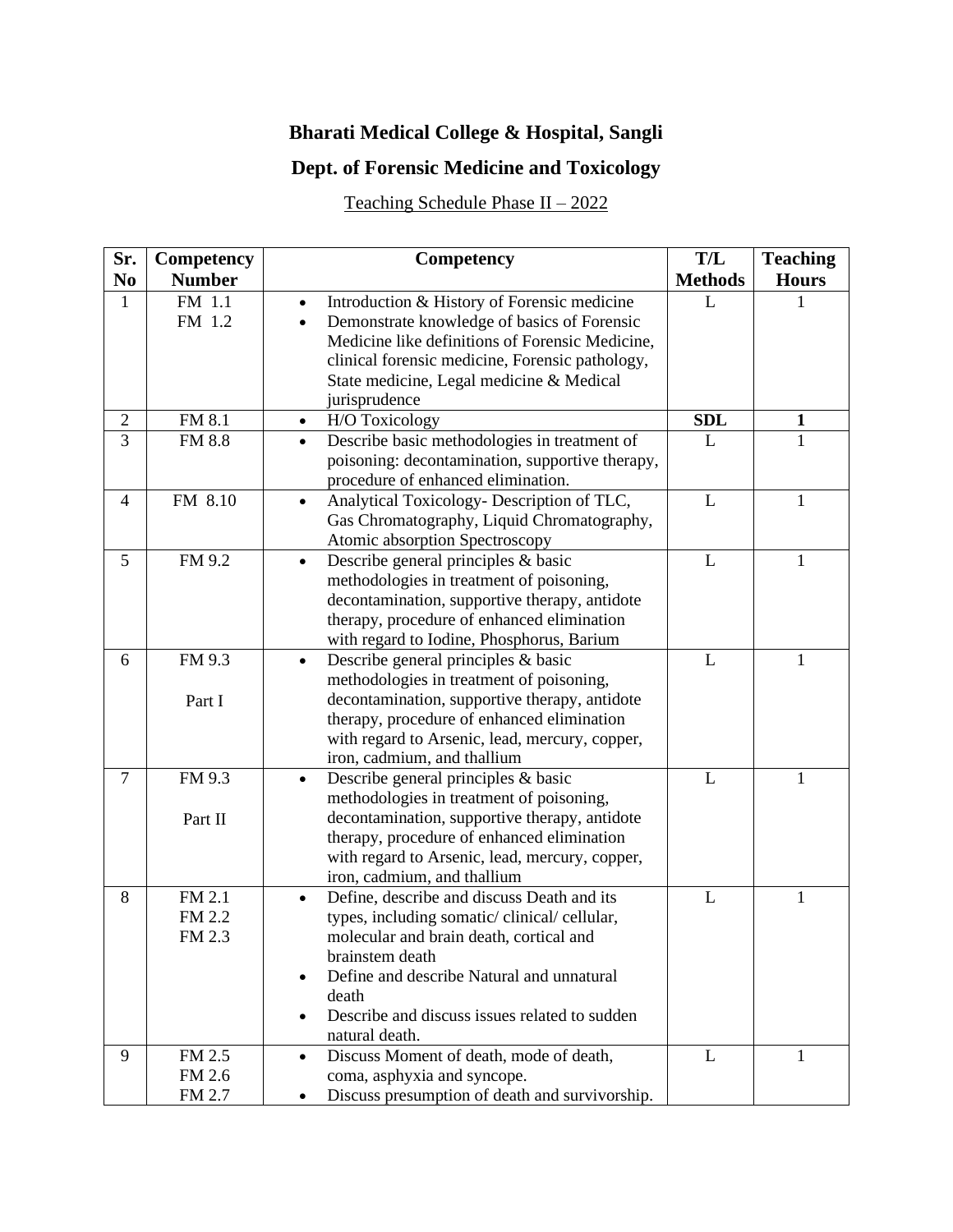# Bharati Medical College & Hospital, Sangli

## Dept. of Forensic Medicine and Toxicology

Teaching Schedule Phase II – 2022

| Sr. No | Competency Number | Competency | T/L Methods | Teaching Hours |
|---|---|---|---|---|
| 1 | FM 1.1<br>FM 1.2 | • Introduction & History of Forensic medicine<br>• Demonstrate knowledge of basics of Forensic Medicine like definitions of Forensic Medicine, clinical forensic medicine, Forensic pathology, State medicine, Legal medicine & Medical jurisprudence | L | 1 |
| 2 | FM 8.1 | • H/O Toxicology | **SDL** | **1** |
| 3 | FM 8.8 | • Describe basic methodologies in treatment of poisoning: decontamination, supportive therapy, procedure of enhanced elimination. | L | 1 |
| 4 | FM 8.10 | • Analytical Toxicology- Description of TLC, Gas Chromatography, Liquid Chromatography, Atomic absorption Spectroscopy | L | 1 |
| 5 | FM 9.2 | • Describe general principles & basic methodologies in treatment of poisoning, decontamination, supportive therapy, antidote therapy, procedure of enhanced elimination with regard to Iodine, Phosphorus, Barium | L | 1 |
| 6 | FM 9.3<br><br>Part I | • Describe general principles & basic methodologies in treatment of poisoning, decontamination, supportive therapy, antidote therapy, procedure of enhanced elimination with regard to Arsenic, lead, mercury, copper, iron, cadmium, and thallium | L | 1 |
| 7 | FM 9.3<br><br>Part II | • Describe general principles & basic methodologies in treatment of poisoning, decontamination, supportive therapy, antidote therapy, procedure of enhanced elimination with regard to Arsenic, lead, mercury, copper, iron, cadmium, and thallium | L | 1 |
| 8 | FM 2.1<br>FM 2.2<br>FM 2.3 | • Define, describe and discuss Death and its types, including somatic/ clinical/ cellular, molecular and brain death, cortical and brainstem death<br>• Define and describe Natural and unnatural death<br>• Describe and discuss issues related to sudden natural death. | L | 1 |
| 9 | FM 2.5<br>FM 2.6<br>FM 2.7 | • Discuss Moment of death, mode of death, coma, asphyxia and syncope.<br>• Discuss presumption of death and survivorship. | L | 1 |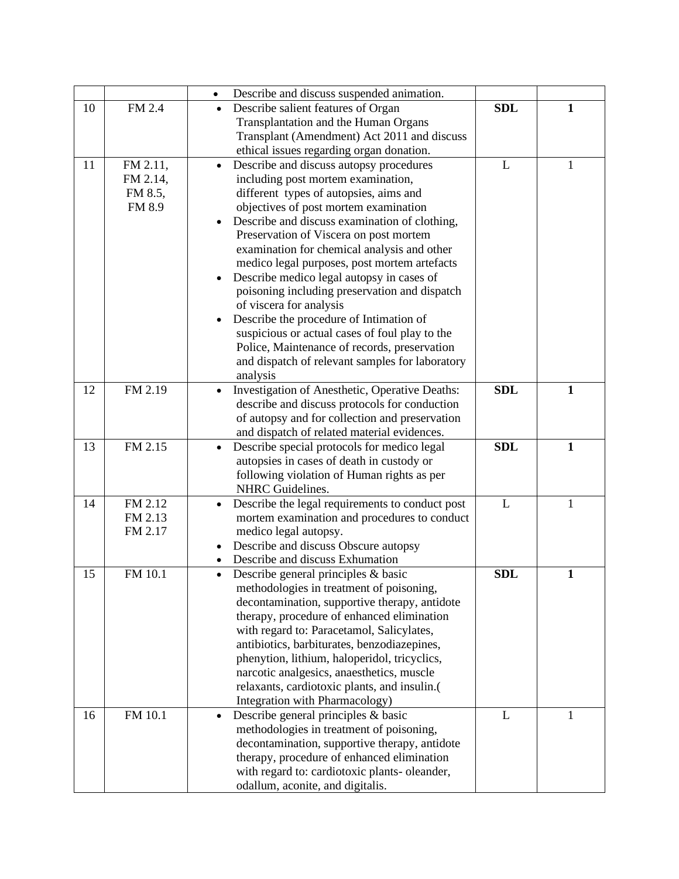| | | | | |
|---|---|---|---|---|
| | | • Describe and discuss suspended animation. | | |
| 10 | FM 2.4 | • Describe salient features of Organ Transplantation and the Human Organs Transplant (Amendment) Act 2011 and discuss ethical issues regarding organ donation. | **SDL** | **1** |
| 11 | FM 2.11, FM 2.14, FM 8.5, FM 8.9 | • Describe and discuss autopsy procedures including post mortem examination, different types of autopsies, aims and objectives of post mortem examination<br>• Describe and discuss examination of clothing, Preservation of Viscera on post mortem examination for chemical analysis and other medico legal purposes, post mortem artefacts<br>• Describe medico legal autopsy in cases of poisoning including preservation and dispatch of viscera for analysis<br>• Describe the procedure of Intimation of suspicious or actual cases of foul play to the Police, Maintenance of records, preservation and dispatch of relevant samples for laboratory analysis | L | 1 |
| 12 | FM 2.19 | • Investigation of Anesthetic, Operative Deaths: describe and discuss protocols for conduction of autopsy and for collection and preservation and dispatch of related material evidences. | **SDL** | **1** |
| 13 | FM 2.15 | • Describe special protocols for medico legal autopsies in cases of death in custody or following violation of Human rights as per NHRC Guidelines. | **SDL** | **1** |
| 14 | FM 2.12 FM 2.13 FM 2.17 | • Describe the legal requirements to conduct post mortem examination and procedures to conduct medico legal autopsy.<br>• Describe and discuss Obscure autopsy<br>• Describe and discuss Exhumation | L | 1 |
| 15 | FM 10.1 | • Describe general principles & basic methodologies in treatment of poisoning, decontamination, supportive therapy, antidote therapy, procedure of enhanced elimination with regard to: Paracetamol, Salicylates, antibiotics, barbiturates, benzodiazepines, phenytion, lithium, haloperidol, tricyclics, narcotic analgesics, anaesthetics, muscle relaxants, cardiotoxic plants, and insulin.( Integration with Pharmacology) | **SDL** | **1** |
| 16 | FM 10.1 | • Describe general principles & basic methodologies in treatment of poisoning, decontamination, supportive therapy, antidote therapy, procedure of enhanced elimination with regard to: cardiotoxic plants- oleander, odallum, aconite, and digitalis. | L | 1 |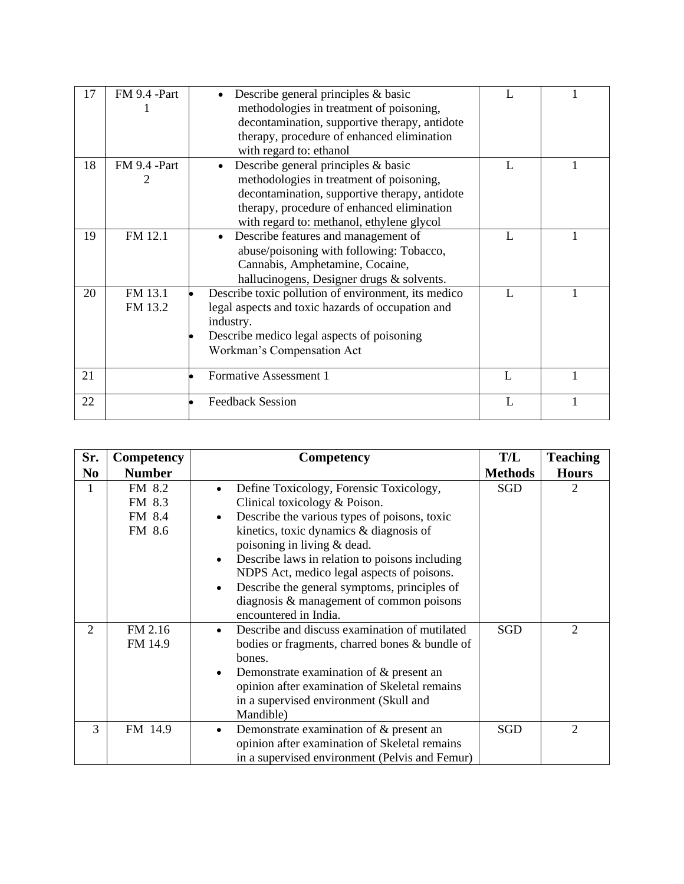| | | | | |
|---|---|---|---|---|
| 17 | FM 9.4 -Part 1 | • Describe general principles & basic methodologies in treatment of poisoning, decontamination, supportive therapy, antidote therapy, procedure of enhanced elimination with regard to: ethanol | L | 1 |
| 18 | FM 9.4 -Part 2 | • Describe general principles & basic methodologies in treatment of poisoning, decontamination, supportive therapy, antidote therapy, procedure of enhanced elimination with regard to: methanol, ethylene glycol | L | 1 |
| 19 | FM 12.1 | • Describe features and management of abuse/poisoning with following: Tobacco, Cannabis, Amphetamine, Cocaine, hallucinogens, Designer drugs & solvents. | L | 1 |
| 20 | FM 13.1<br>FM 13.2 | • Describe toxic pollution of environment, its medico legal aspects and toxic hazards of occupation and industry.<br>• Describe medico legal aspects of poisoning Workman's Compensation Act | L | 1 |
| 21 | | • Formative Assessment 1 | L | 1 |
| 22 | | • Feedback Session | L | 1 |

| Sr. No | Competency Number | Competency | T/L Methods | Teaching Hours |
|---|---|---|---|---|
| 1 | FM 8.2<br>FM 8.3<br>FM 8.4<br>FM 8.6 | • Define Toxicology, Forensic Toxicology, Clinical toxicology & Poison.<br>• Describe the various types of poisons, toxic kinetics, toxic dynamics & diagnosis of poisoning in living & dead.<br>• Describe laws in relation to poisons including NDPS Act, medico legal aspects of poisons.<br>• Describe the general symptoms, principles of diagnosis & management of common poisons encountered in India. | SGD | 2 |
| 2 | FM 2.16<br>FM 14.9 | • Describe and discuss examination of mutilated bodies or fragments, charred bones & bundle of bones.<br>• Demonstrate examination of & present an opinion after examination of Skeletal remains in a supervised environment (Skull and Mandible) | SGD | 2 |
| 3 | FM 14.9 | • Demonstrate examination of & present an opinion after examination of Skeletal remains in a supervised environment (Pelvis and Femur) | SGD | 2 |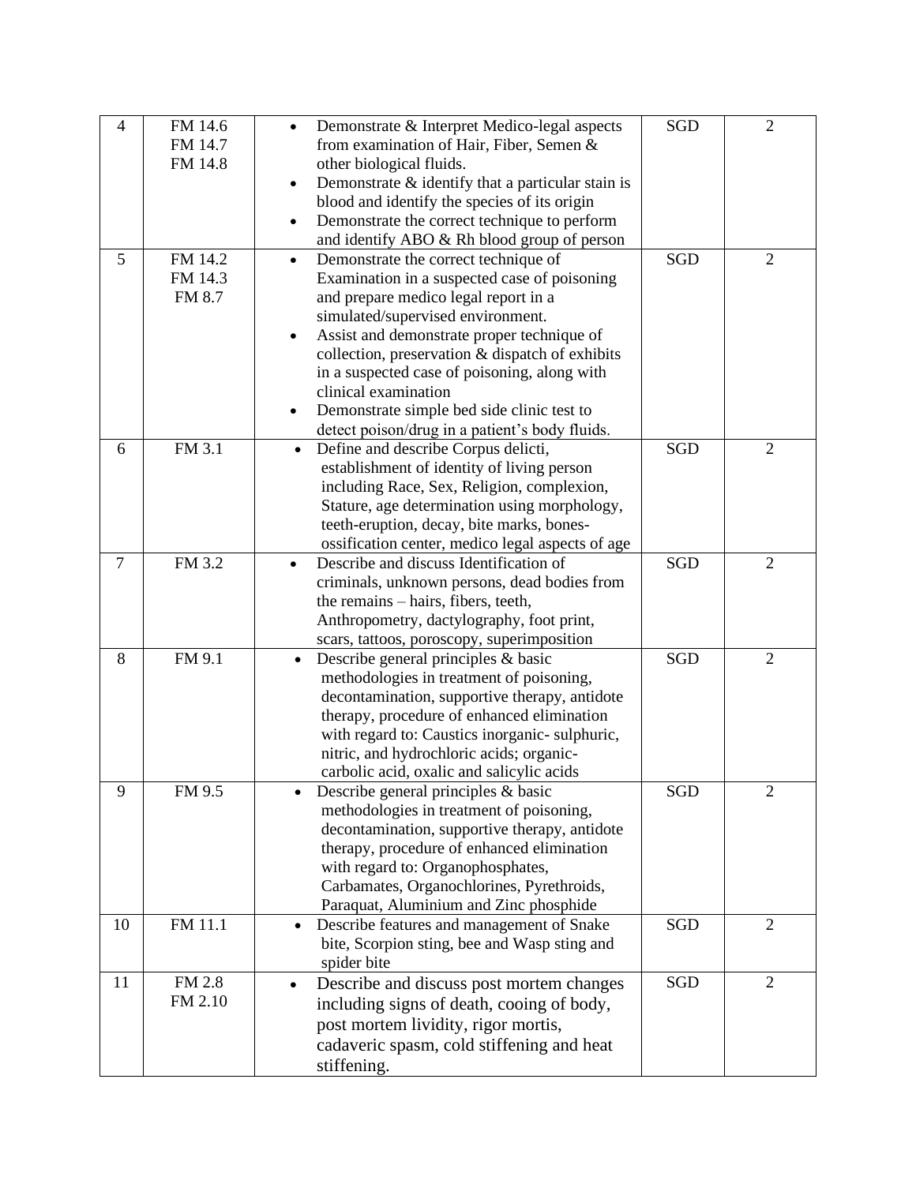| 4 | FM 14.6<br>FM 14.7<br>FM 14.8 | • Demonstrate & Interpret Medico-legal aspects from examination of Hair, Fiber, Semen & other biological fluids.<br>• Demonstrate & identify that a particular stain is blood and identify the species of its origin<br>• Demonstrate the correct technique to perform and identify ABO & Rh blood group of person | SGD | 2 |
|---|---|---|---|---|
| 5 | FM 14.2<br>FM 14.3<br>FM 8.7 | • Demonstrate the correct technique of Examination in a suspected case of poisoning and prepare medico legal report in a simulated/supervised environment.<br>• Assist and demonstrate proper technique of collection, preservation & dispatch of exhibits in a suspected case of poisoning, along with clinical examination<br>• Demonstrate simple bed side clinic test to detect poison/drug in a patient's body fluids. | SGD | 2 |
| 6 | FM 3.1 | • Define and describe Corpus delicti, establishment of identity of living person including Race, Sex, Religion, complexion, Stature, age determination using morphology, teeth-eruption, decay, bite marks, bones-ossification center, medico legal aspects of age | SGD | 2 |
| 7 | FM 3.2 | • Describe and discuss Identification of criminals, unknown persons, dead bodies from the remains – hairs, fibers, teeth, Anthropometry, dactylography, foot print, scars, tattoos, poroscopy, superimposition | SGD | 2 |
| 8 | FM 9.1 | • Describe general principles & basic methodologies in treatment of poisoning, decontamination, supportive therapy, antidote therapy, procedure of enhanced elimination with regard to: Caustics inorganic- sulphuric, nitric, and hydrochloric acids; organic-carbolic acid, oxalic and salicylic acids | SGD | 2 |
| 9 | FM 9.5 | • Describe general principles & basic methodologies in treatment of poisoning, decontamination, supportive therapy, antidote therapy, procedure of enhanced elimination with regard to: Organophosphates, Carbamates, Organochlorines, Pyrethroids, Paraquat, Aluminium and Zinc phosphide | SGD | 2 |
| 10 | FM 11.1 | • Describe features and management of Snake bite, Scorpion sting, bee and Wasp sting and spider bite | SGD | 2 |
| 11 | FM 2.8<br>FM 2.10 | • Describe and discuss post mortem changes including signs of death, cooing of body, post mortem lividity, rigor mortis, cadaveric spasm, cold stiffening and heat stiffening. | SGD | 2 |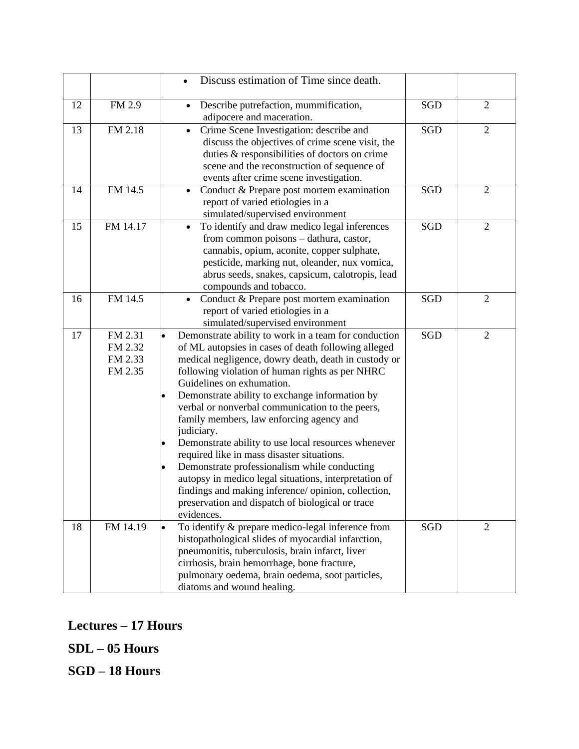| | | | | |
|---|---|---|---|---|
| | | • Discuss estimation of Time since death. | | |
| 12 | FM 2.9 | • Describe putrefaction, mummification, adipocere and maceration. | SGD | 2 |
| 13 | FM 2.18 | • Crime Scene Investigation: describe and discuss the objectives of crime scene visit, the duties & responsibilities of doctors on crime scene and the reconstruction of sequence of events after crime scene investigation. | SGD | 2 |
| 14 | FM 14.5 | • Conduct & Prepare post mortem examination report of varied etiologies in a simulated/supervised environment | SGD | 2 |
| 15 | FM 14.17 | • To identify and draw medico legal inferences from common poisons – dathura, castor, cannabis, opium, aconite, copper sulphate, pesticide, marking nut, oleander, nux vomica, abrus seeds, snakes, capsicum, calotropis, lead compounds and tobacco. | SGD | 2 |
| 16 | FM 14.5 | • Conduct & Prepare post mortem examination report of varied etiologies in a simulated/supervised environment | SGD | 2 |
| 17 | FM 2.31<br>FM 2.32<br>FM 2.33<br>FM 2.35 | • Demonstrate ability to work in a team for conduction of ML autopsies in cases of death following alleged medical negligence, dowry death, death in custody or following violation of human rights as per NHRC Guidelines on exhumation.<br>• Demonstrate ability to exchange information by verbal or nonverbal communication to the peers, family members, law enforcing agency and judiciary.<br>• Demonstrate ability to use local resources whenever required like in mass disaster situations.<br>• Demonstrate professionalism while conducting autopsy in medico legal situations, interpretation of findings and making inference/ opinion, collection, preservation and dispatch of biological or trace evidences. | SGD | 2 |
| 18 | FM 14.19 | • To identify & prepare medico-legal inference from histopathological slides of myocardial infarction, pneumonitis, tuberculosis, brain infarct, liver cirrhosis, brain hemorrhage, bone fracture, pulmonary oedema, brain oedema, soot particles, diatoms and wound healing. | SGD | 2 |

**Lectures – 17 Hours**

**SDL – 05 Hours**

**SGD – 18 Hours**